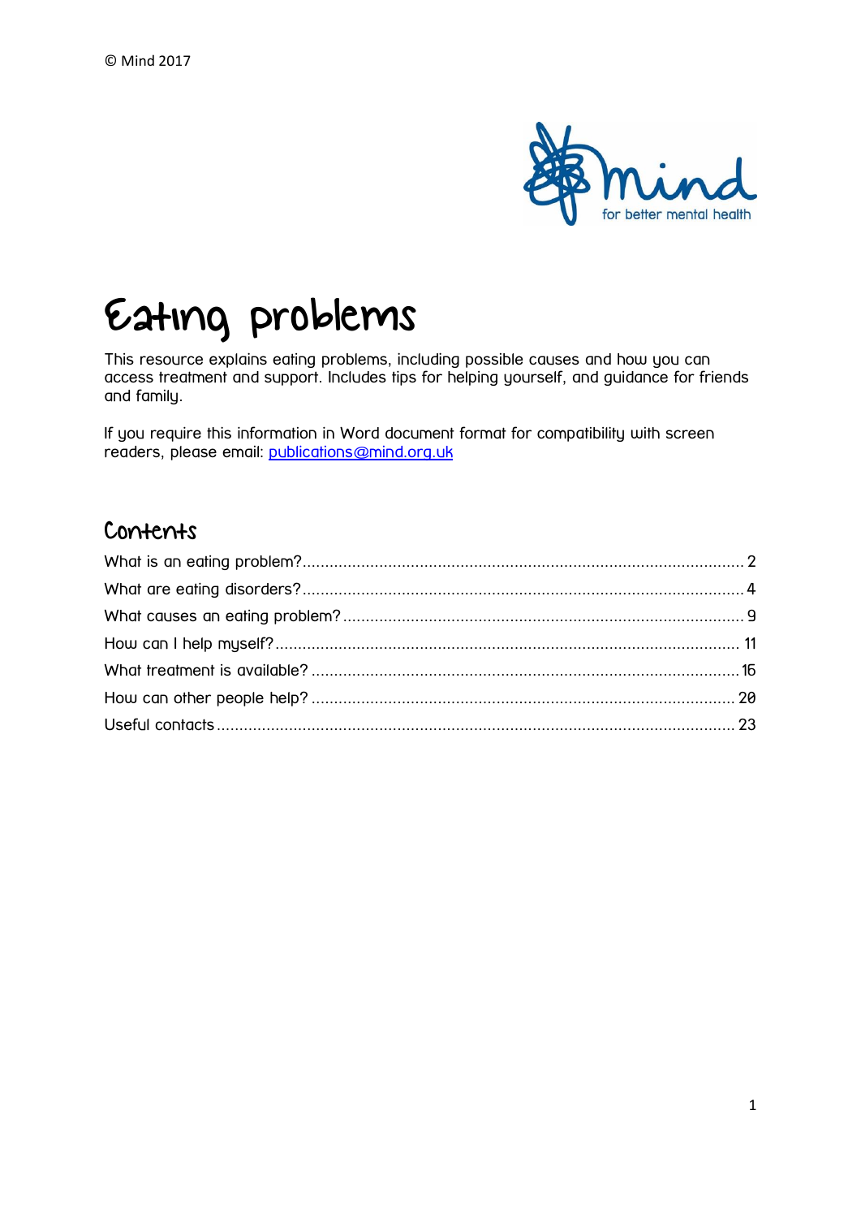© Mind 2017

# Eating problems

This resource explains eating problems, including possible causes and how you can access treatment and support. Includes tips for helping yourself, and guidance for friends and family.

If you require this information in Word document format for compatibility with screen readers, please email: publications@mind.org.uk

## Contents

What is an eating problem? .......... 2
What are eating disorders? .......... 4
What causes an eating problem? .......... 9
How can I help myself? .......... 11
What treatment is available? .......... 16
How can other people help? .......... 20
Useful contacts .......... 23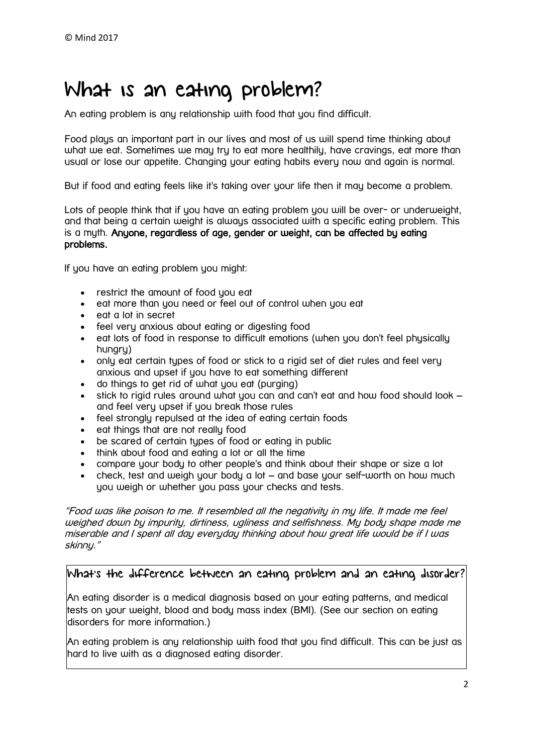© Mind 2017

# What is an eating problem?

An eating problem is any relationship with food that you find difficult.

Food plays an important part in our lives and most of us will spend time thinking about what we eat. Sometimes we may try to eat more healthily, have cravings, eat more than usual or lose our appetite. Changing your eating habits every now and again is normal.

But if food and eating feels like it's taking over your life then it may become a problem.

Lots of people think that if you have an eating problem you will be over- or underweight, and that being a certain weight is always associated with a specific eating problem. This is a myth. **Anyone, regardless of age, gender or weight, can be affected by eating problems.**

If you have an eating problem you might:

- restrict the amount of food you eat
- eat more than you need or feel out of control when you eat
- eat a lot in secret
- feel very anxious about eating or digesting food
- eat lots of food in response to difficult emotions (when you don't feel physically hungry)
- only eat certain types of food or stick to a rigid set of diet rules and feel very anxious and upset if you have to eat something different
- do things to get rid of what you eat (purging)
- stick to rigid rules around what you can and can't eat and how food should look – and feel very upset if you break those rules
- feel strongly repulsed at the idea of eating certain foods
- eat things that are not really food
- be scared of certain types of food or eating in public
- think about food and eating a lot or all the time
- compare your body to other people's and think about their shape or size a lot
- check, test and weigh your body a lot – and base your self-worth on how much you weigh or whether you pass your checks and tests.

*"Food was like poison to me. It resembled all the negativity in my life. It made me feel weighed down by impurity, dirtiness, ugliness and selfishness. My body shape made me miserable and I spent all day everyday thinking about how great life would be if I was skinny."*

## What's the difference between an eating problem and an eating disorder?

An eating disorder is a medical diagnosis based on your eating patterns, and medical tests on your weight, blood and body mass index (BMI). (See our section on eating disorders for more information.)

An eating problem is any relationship with food that you find difficult. This can be just as hard to live with as a diagnosed eating disorder.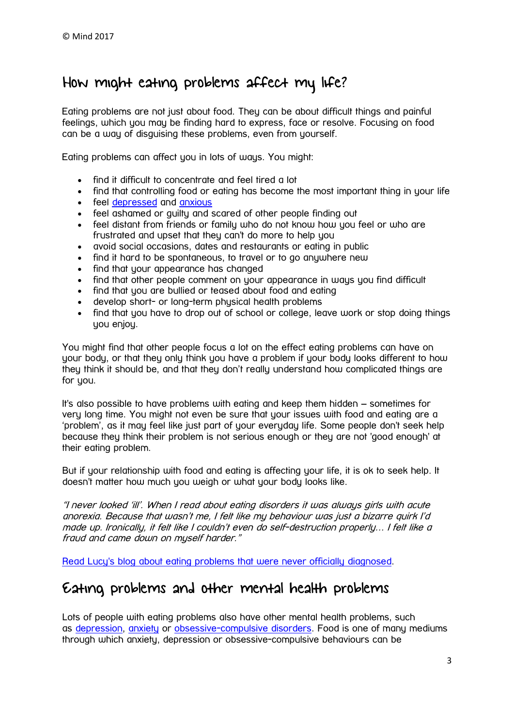## How might eating problems affect my life?

Eating problems are not just about food. They can be about difficult things and painful feelings, which you may be finding hard to express, face or resolve. Focusing on food can be a way of disguising these problems, even from yourself.

Eating problems can affect you in lots of ways. You might:

- find it difficult to concentrate and feel tired a lot
- find that controlling food or eating has become the most important thing in your life
- feel [depressed](#) and [anxious](#)
- feel ashamed or guilty and scared of other people finding out
- feel distant from friends or family who do not know how you feel or who are frustrated and upset that they can't do more to help you
- avoid social occasions, dates and restaurants or eating in public
- find it hard to be spontaneous, to travel or to go anywhere new
- find that your appearance has changed
- find that other people comment on your appearance in ways you find difficult
- find that you are bullied or teased about food and eating
- develop short- or long-term physical health problems
- find that you have to drop out of school or college, leave work or stop doing things you enjoy.

You might find that other people focus a lot on the effect eating problems can have on your body, or that they only think you have a problem if your body looks different to how they think it should be, and that they don't really understand how complicated things are for you.

It's also possible to have problems with eating and keep them hidden – sometimes for very long time. You might not even be sure that your issues with food and eating are a 'problem', as it may feel like just part of your everyday life. Some people don't seek help because they think their problem is not serious enough or they are not 'good enough' at their eating problem.

But if your relationship with food and eating is affecting your life, it is ok to seek help. It doesn't matter how much you weigh or what your body looks like.

*"I never looked 'ill'. When I read about eating disorders it was always girls with acute anorexia. Because that wasn't me, I felt like my behaviour was just a bizarre quirk I'd made up. Ironically, it felt like I couldn't even do self-destruction properly... I felt like a fraud and came down on myself harder."*

[Read Lucy's blog about eating problems that were never officially diagnosed](#).

## Eating problems and other mental health problems

Lots of people with eating problems also have other mental health problems, such as [depression](#), [anxiety](#) or [obsessive-compulsive disorders](#). Food is one of many mediums through which anxiety, depression or obsessive-compulsive behaviours can be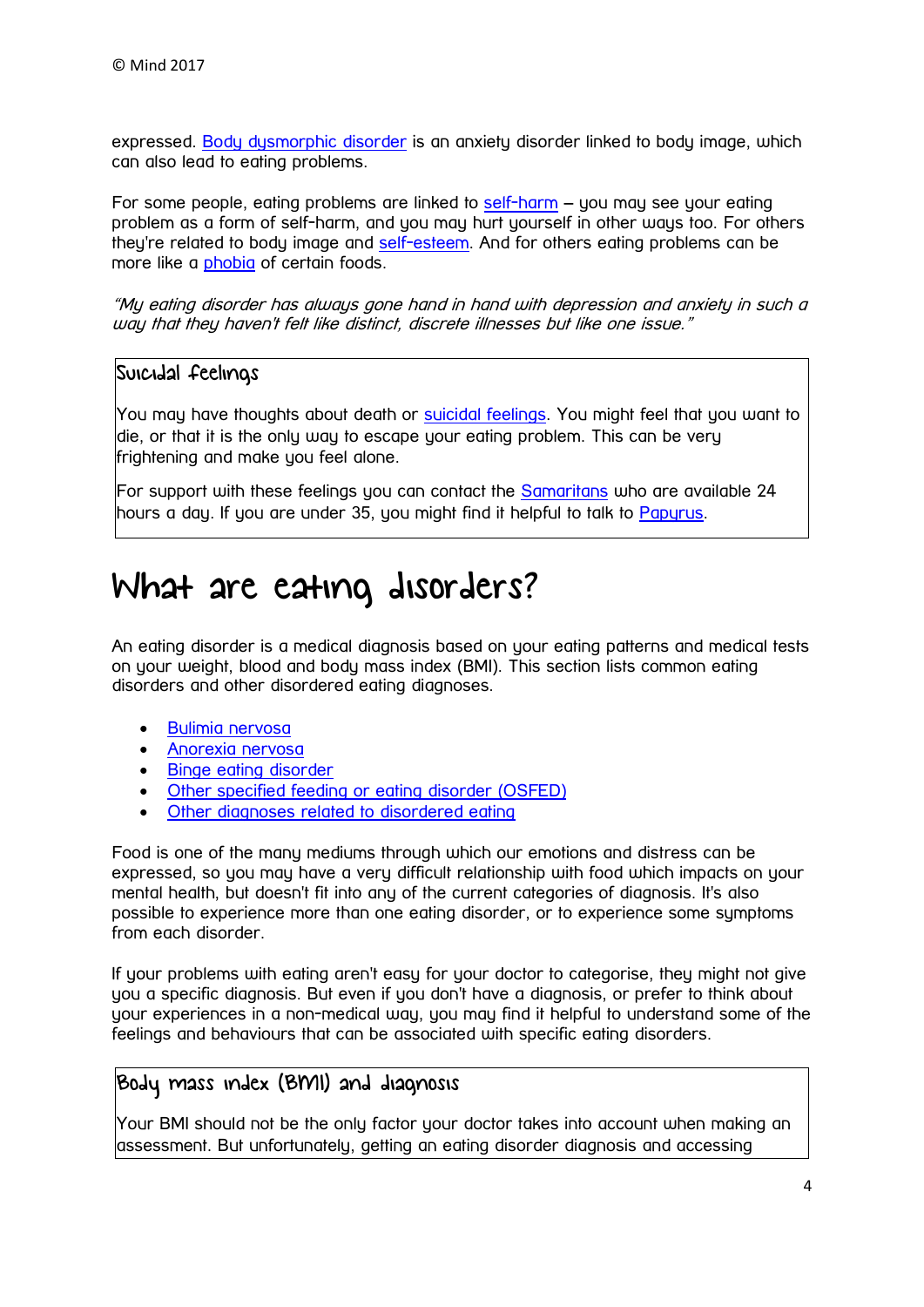expressed. Body dysmorphic disorder is an anxiety disorder linked to body image, which can also lead to eating problems.

For some people, eating problems are linked to self-harm – you may see your eating problem as a form of self-harm, and you may hurt yourself in other ways too. For others they're related to body image and self-esteem. And for others eating problems can be more like a phobia of certain foods.

*"My eating disorder has always gone hand in hand with depression and anxiety in such a way that they haven't felt like distinct, discrete illnesses but like one issue."*

### Suicidal feelings

You may have thoughts about death or suicidal feelings. You might feel that you want to die, or that it is the only way to escape your eating problem. This can be very frightening and make you feel alone.

For support with these feelings you can contact the Samaritans who are available 24 hours a day. If you are under 35, you might find it helpful to talk to Papyrus.

# What are eating disorders?

An eating disorder is a medical diagnosis based on your eating patterns and medical tests on your weight, blood and body mass index (BMI). This section lists common eating disorders and other disordered eating diagnoses.

- Bulimia nervosa
- Anorexia nervosa
- Binge eating disorder
- Other specified feeding or eating disorder (OSFED)
- Other diagnoses related to disordered eating

Food is one of the many mediums through which our emotions and distress can be expressed, so you may have a very difficult relationship with food which impacts on your mental health, but doesn't fit into any of the current categories of diagnosis. It's also possible to experience more than one eating disorder, or to experience some symptoms from each disorder.

If your problems with eating aren't easy for your doctor to categorise, they might not give you a specific diagnosis. But even if you don't have a diagnosis, or prefer to think about your experiences in a non-medical way, you may find it helpful to understand some of the feelings and behaviours that can be associated with specific eating disorders.

### Body mass index (BMI) and diagnosis

Your BMI should not be the only factor your doctor takes into account when making an assessment. But unfortunately, getting an eating disorder diagnosis and accessing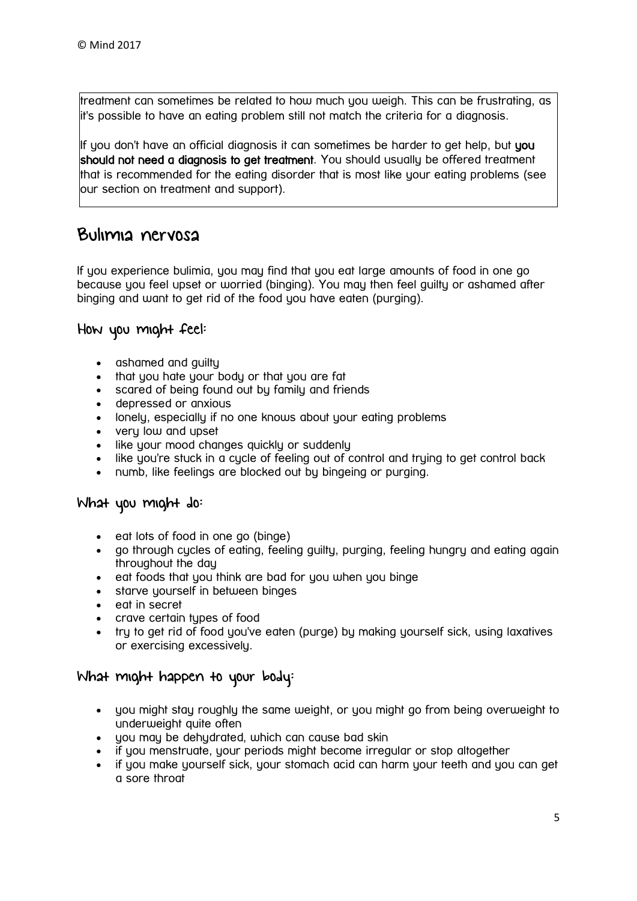treatment can sometimes be related to how much you weigh. This can be frustrating, as it's possible to have an eating problem still not match the criteria for a diagnosis.

If you don't have an official diagnosis it can sometimes be harder to get help, but **you should not need a diagnosis to get treatment**. You should usually be offered treatment that is recommended for the eating disorder that is most like your eating problems (see our section on treatment and support).

## Bulimia nervosa

If you experience bulimia, you may find that you eat large amounts of food in one go because you feel upset or worried (binging). You may then feel guilty or ashamed after binging and want to get rid of the food you have eaten (purging).

### How you might feel:

- ashamed and guilty
- that you hate your body or that you are fat
- scared of being found out by family and friends
- depressed or anxious
- lonely, especially if no one knows about your eating problems
- very low and upset
- like your mood changes quickly or suddenly
- like you're stuck in a cycle of feeling out of control and trying to get control back
- numb, like feelings are blocked out by bingeing or purging.

### What you might do:

- eat lots of food in one go (binge)
- go through cycles of eating, feeling guilty, purging, feeling hungry and eating again throughout the day
- eat foods that you think are bad for you when you binge
- starve yourself in between binges
- eat in secret
- crave certain types of food
- try to get rid of food you've eaten (purge) by making yourself sick, using laxatives or exercising excessively.

### What might happen to your body:

- you might stay roughly the same weight, or you might go from being overweight to underweight quite often
- you may be dehydrated, which can cause bad skin
- if you menstruate, your periods might become irregular or stop altogether
- if you make yourself sick, your stomach acid can harm your teeth and you can get a sore throat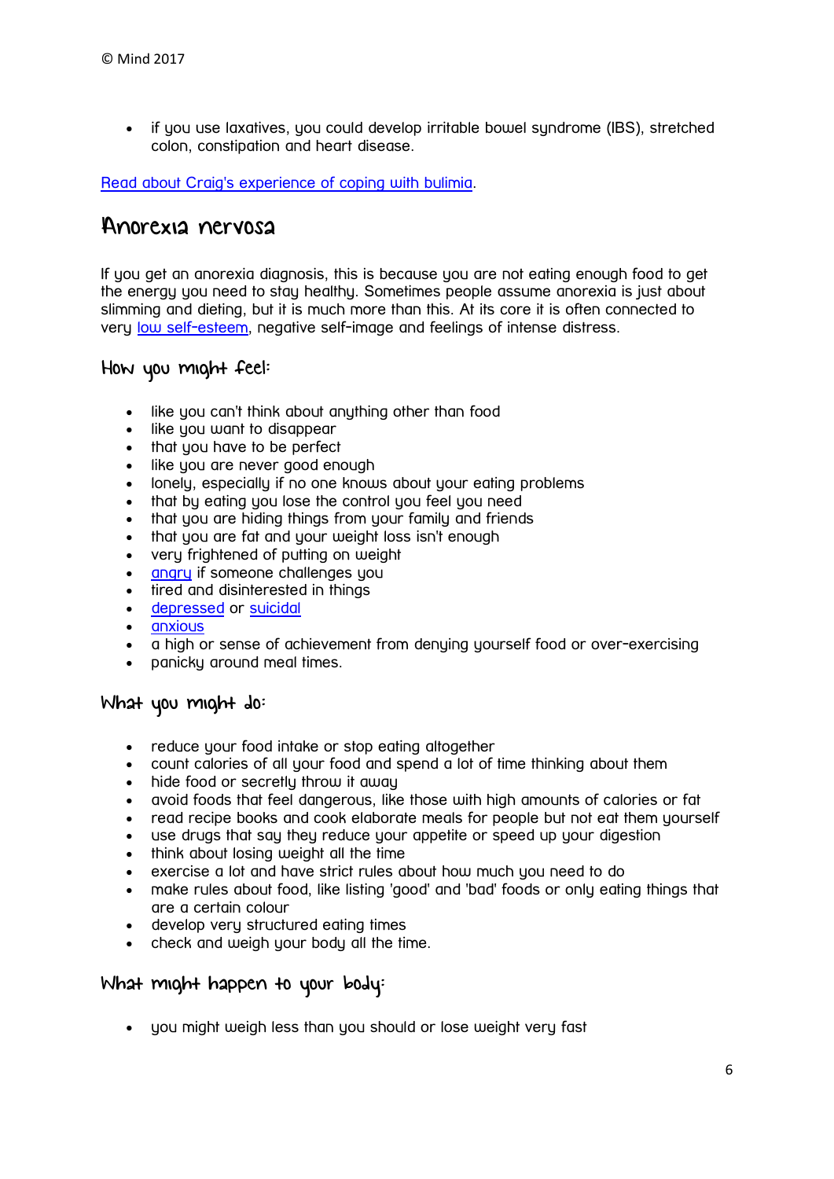- if you use laxatives, you could develop irritable bowel syndrome (IBS), stretched colon, constipation and heart disease.

[Read about Craig's experience of coping with bulimia](#).

## Anorexia nervosa

If you get an anorexia diagnosis, this is because you are not eating enough food to get the energy you need to stay healthy. Sometimes people assume anorexia is just about slimming and dieting, but it is much more than this. At its core it is often connected to very [low self-esteem](#), negative self-image and feelings of intense distress.

### How you might feel:

- like you can't think about anything other than food
- like you want to disappear
- that you have to be perfect
- like you are never good enough
- lonely, especially if no one knows about your eating problems
- that by eating you lose the control you feel you need
- that you are hiding things from your family and friends
- that you are fat and your weight loss isn't enough
- very frightened of putting on weight
- [angry](#) if someone challenges you
- tired and disinterested in things
- [depressed](#) or [suicidal](#)
- [anxious](#)
- a high or sense of achievement from denying yourself food or over-exercising
- panicky around meal times.

### What you might do:

- reduce your food intake or stop eating altogether
- count calories of all your food and spend a lot of time thinking about them
- hide food or secretly throw it away
- avoid foods that feel dangerous, like those with high amounts of calories or fat
- read recipe books and cook elaborate meals for people but not eat them yourself
- use drugs that say they reduce your appetite or speed up your digestion
- think about losing weight all the time
- exercise a lot and have strict rules about how much you need to do
- make rules about food, like listing 'good' and 'bad' foods or only eating things that are a certain colour
- develop very structured eating times
- check and weigh your body all the time.

### What might happen to your body:

- you might weigh less than you should or lose weight very fast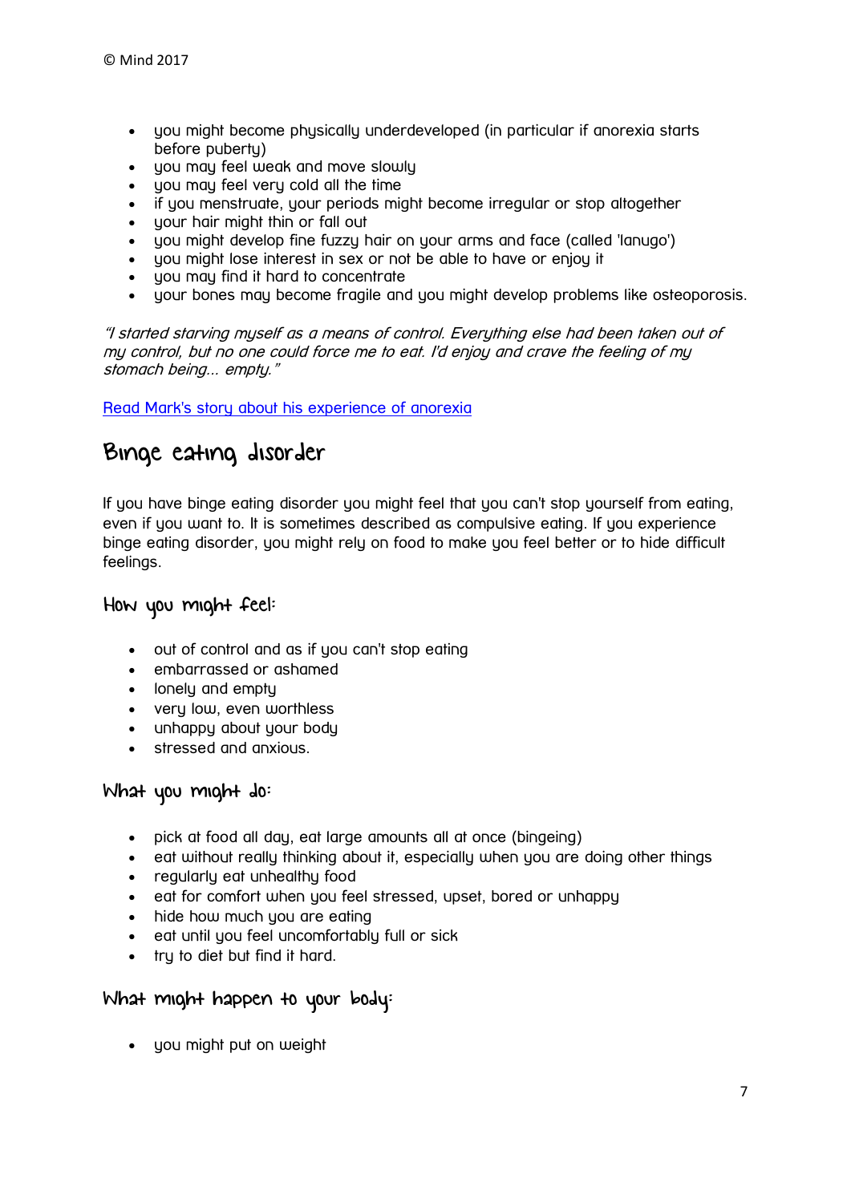- you might become physically underdeveloped (in particular if anorexia starts before puberty)
- you may feel weak and move slowly
- you may feel very cold all the time
- if you menstruate, your periods might become irregular or stop altogether
- your hair might thin or fall out
- you might develop fine fuzzy hair on your arms and face (called 'lanugo')
- you might lose interest in sex or not be able to have or enjoy it
- you may find it hard to concentrate
- your bones may become fragile and you might develop problems like osteoporosis.

*"I started starving myself as a means of control. Everything else had been taken out of my control, but no one could force me to eat. I'd enjoy and crave the feeling of my stomach being... empty."*

Read Mark's story about his experience of anorexia

## Binge eating disorder

If you have binge eating disorder you might feel that you can't stop yourself from eating, even if you want to. It is sometimes described as compulsive eating. If you experience binge eating disorder, you might rely on food to make you feel better or to hide difficult feelings.

### How you might feel:

- out of control and as if you can't stop eating
- embarrassed or ashamed
- lonely and empty
- very low, even worthless
- unhappy about your body
- stressed and anxious.

### What you might do:

- pick at food all day, eat large amounts all at once (bingeing)
- eat without really thinking about it, especially when you are doing other things
- regularly eat unhealthy food
- eat for comfort when you feel stressed, upset, bored or unhappy
- hide how much you are eating
- eat until you feel uncomfortably full or sick
- try to diet but find it hard.

### What might happen to your body:

- you might put on weight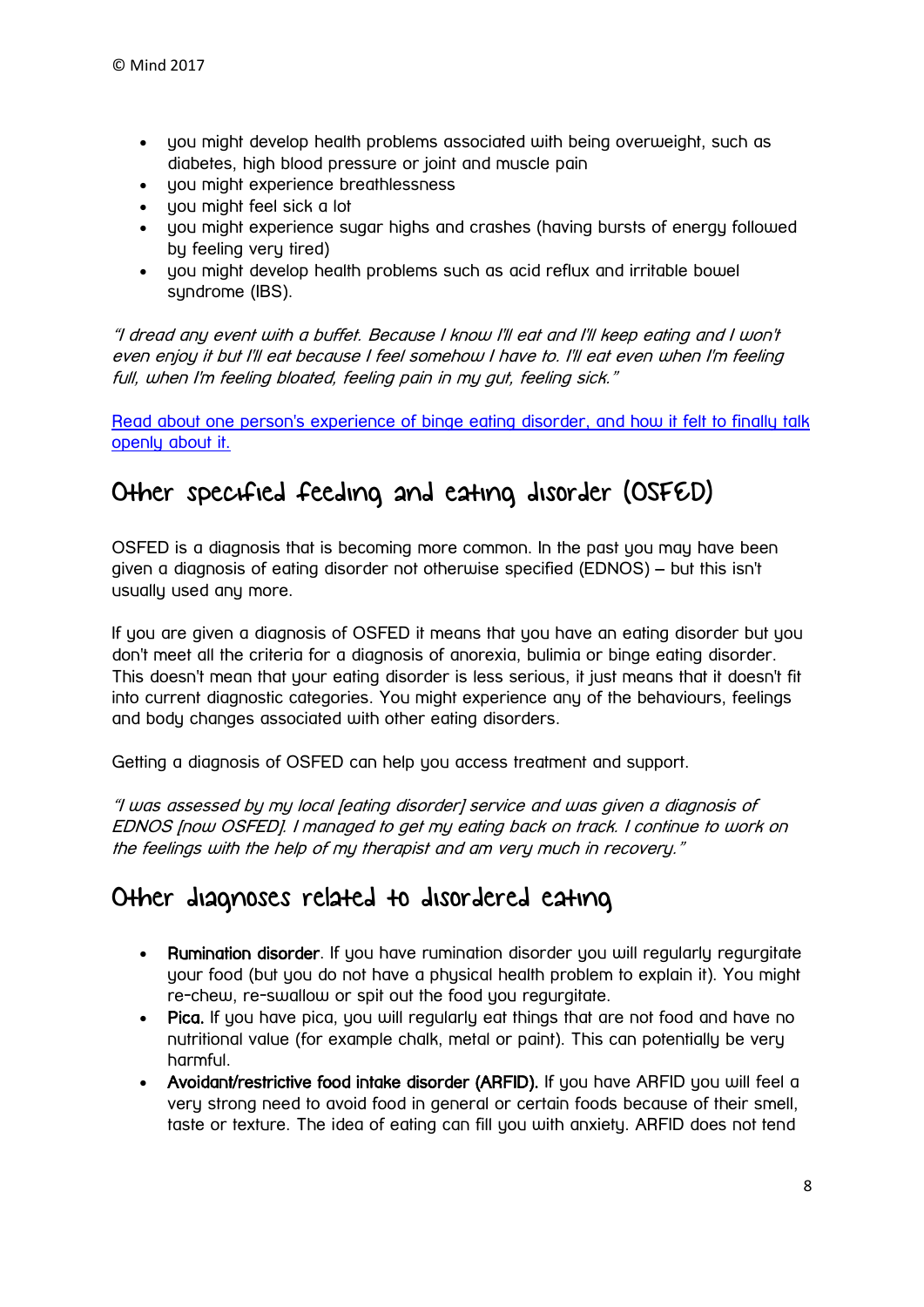- you might develop health problems associated with being overweight, such as diabetes, high blood pressure or joint and muscle pain
- you might experience breathlessness
- you might feel sick a lot
- you might experience sugar highs and crashes (having bursts of energy followed by feeling very tired)
- you might develop health problems such as acid reflux and irritable bowel syndrome (IBS).

*"I dread any event with a buffet. Because I know I'll eat and I'll keep eating and I won't even enjoy it but I'll eat because I feel somehow I have to. I'll eat even when I'm feeling full, when I'm feeling bloated, feeling pain in my gut, feeling sick."*

[Read about one person's experience of binge eating disorder, and how it felt to finally talk openly about it.]

## Other specified feeding and eating disorder (OSFED)

OSFED is a diagnosis that is becoming more common. In the past you may have been given a diagnosis of eating disorder not otherwise specified (EDNOS) – but this isn't usually used any more.

If you are given a diagnosis of OSFED it means that you have an eating disorder but you don't meet all the criteria for a diagnosis of anorexia, bulimia or binge eating disorder. This doesn't mean that your eating disorder is less serious, it just means that it doesn't fit into current diagnostic categories. You might experience any of the behaviours, feelings and body changes associated with other eating disorders.

Getting a diagnosis of OSFED can help you access treatment and support.

*"I was assessed by my local [eating disorder] service and was given a diagnosis of EDNOS [now OSFED]. I managed to get my eating back on track. I continue to work on the feelings with the help of my therapist and am very much in recovery."*

## Other diagnoses related to disordered eating

- **Rumination disorder**. If you have rumination disorder you will regularly regurgitate your food (but you do not have a physical health problem to explain it). You might re-chew, re-swallow or spit out the food you regurgitate.
- **Pica.** If you have pica, you will regularly eat things that are not food and have no nutritional value (for example chalk, metal or paint). This can potentially be very harmful.
- **Avoidant/restrictive food intake disorder (ARFID).** If you have ARFID you will feel a very strong need to avoid food in general or certain foods because of their smell, taste or texture. The idea of eating can fill you with anxiety. ARFID does not tend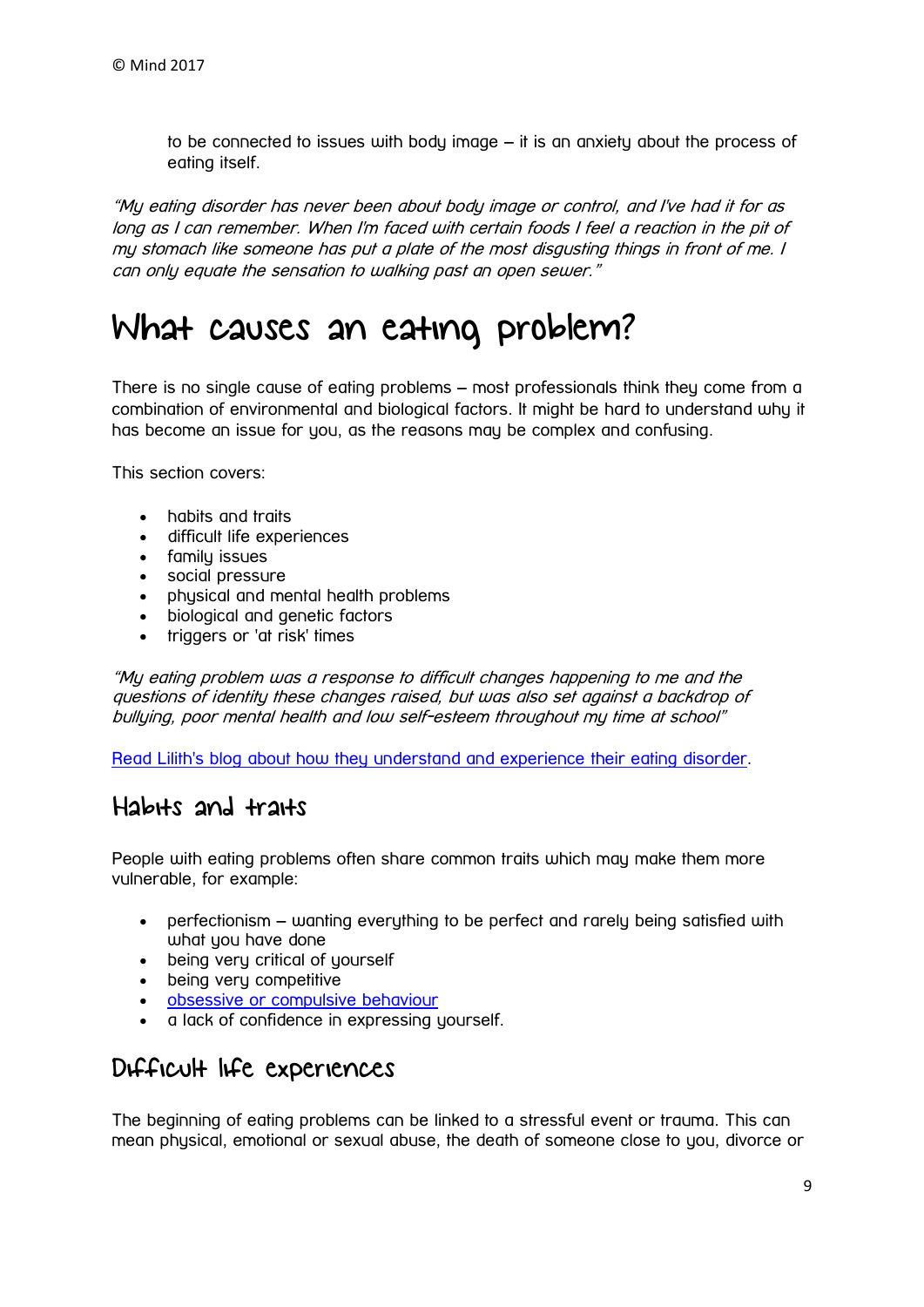to be connected to issues with body image – it is an anxiety about the process of eating itself.

*"My eating disorder has never been about body image or control, and I've had it for as long as I can remember. When I'm faced with certain foods I feel a reaction in the pit of my stomach like someone has put a plate of the most disgusting things in front of me. I can only equate the sensation to walking past an open sewer."*

# What causes an eating problem?

There is no single cause of eating problems – most professionals think they come from a combination of environmental and biological factors. It might be hard to understand why it has become an issue for you, as the reasons may be complex and confusing.

This section covers:

- habits and traits
- difficult life experiences
- family issues
- social pressure
- physical and mental health problems
- biological and genetic factors
- triggers or 'at risk' times

*"My eating problem was a response to difficult changes happening to me and the questions of identity these changes raised, but was also set against a backdrop of bullying, poor mental health and low self-esteem throughout my time at school"*

[Read Lilith's blog about how they understand and experience their eating disorder](#).

## Habits and traits

People with eating problems often share common traits which may make them more vulnerable, for example:

- perfectionism – wanting everything to be perfect and rarely being satisfied with what you have done
- being very critical of yourself
- being very competitive
- [obsessive or compulsive behaviour](#)
- a lack of confidence in expressing yourself.

## Difficult life experiences

The beginning of eating problems can be linked to a stressful event or trauma. This can mean physical, emotional or sexual abuse, the death of someone close to you, divorce or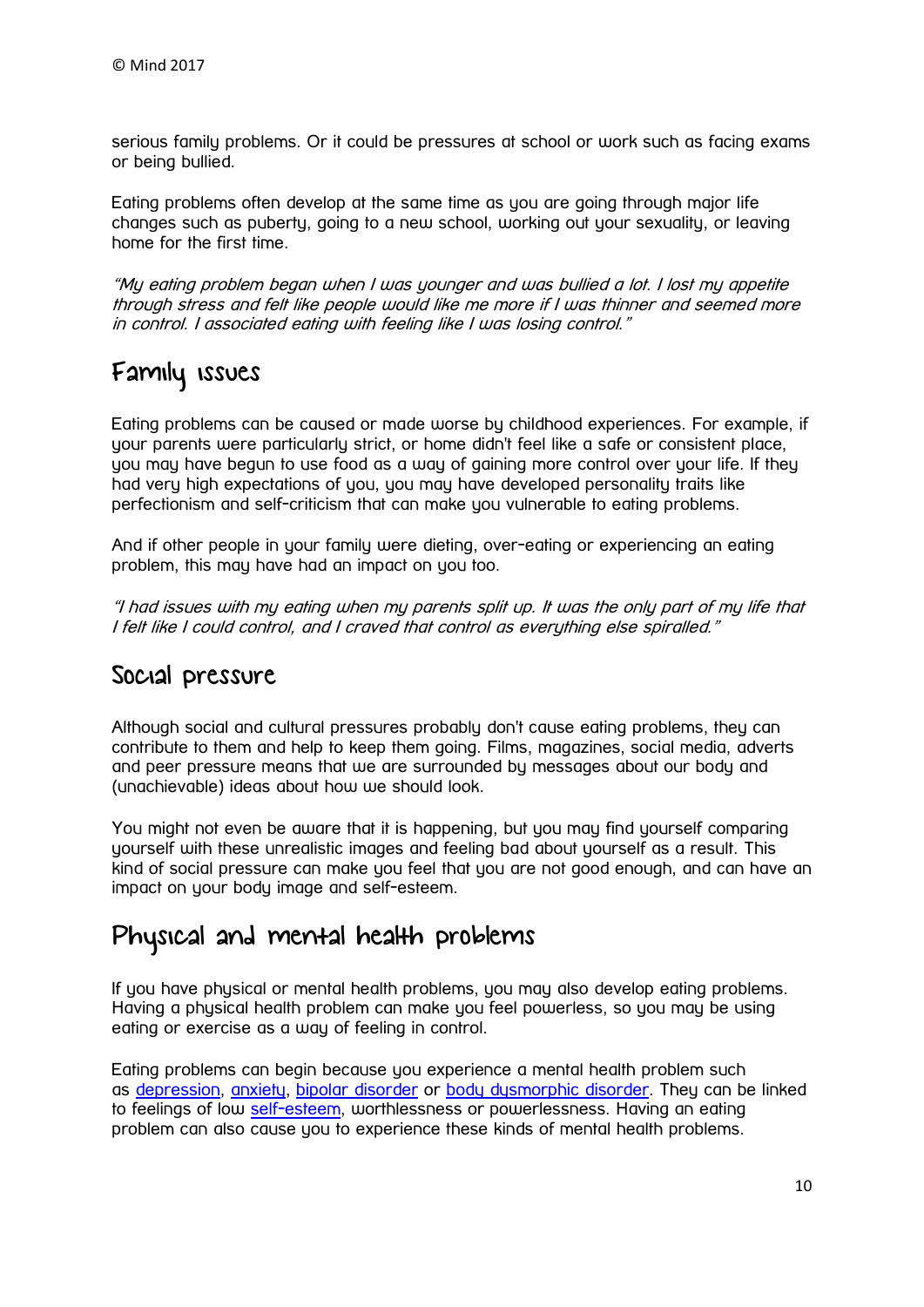serious family problems. Or it could be pressures at school or work such as facing exams or being bullied.

Eating problems often develop at the same time as you are going through major life changes such as puberty, going to a new school, working out your sexuality, or leaving home for the first time.

*"My eating problem began when I was younger and was bullied a lot. I lost my appetite through stress and felt like people would like me more if I was thinner and seemed more in control. I associated eating with feeling like I was losing control."*

## Family issues

Eating problems can be caused or made worse by childhood experiences. For example, if your parents were particularly strict, or home didn't feel like a safe or consistent place, you may have begun to use food as a way of gaining more control over your life. If they had very high expectations of you, you may have developed personality traits like perfectionism and self-criticism that can make you vulnerable to eating problems.

And if other people in your family were dieting, over-eating or experiencing an eating problem, this may have had an impact on you too.

*"I had issues with my eating when my parents split up. It was the only part of my life that I felt like I could control, and I craved that control as everything else spiralled."*

## Social pressure

Although social and cultural pressures probably don't cause eating problems, they can contribute to them and help to keep them going. Films, magazines, social media, adverts and peer pressure means that we are surrounded by messages about our body and (unachievable) ideas about how we should look.

You might not even be aware that it is happening, but you may find yourself comparing yourself with these unrealistic images and feeling bad about yourself as a result. This kind of social pressure can make you feel that you are not good enough, and can have an impact on your body image and self-esteem.

## Physical and mental health problems

If you have physical or mental health problems, you may also develop eating problems. Having a physical health problem can make you feel powerless, so you may be using eating or exercise as a way of feeling in control.

Eating problems can begin because you experience a mental health problem such as depression, anxiety, bipolar disorder or body dysmorphic disorder. They can be linked to feelings of low self-esteem, worthlessness or powerlessness. Having an eating problem can also cause you to experience these kinds of mental health problems.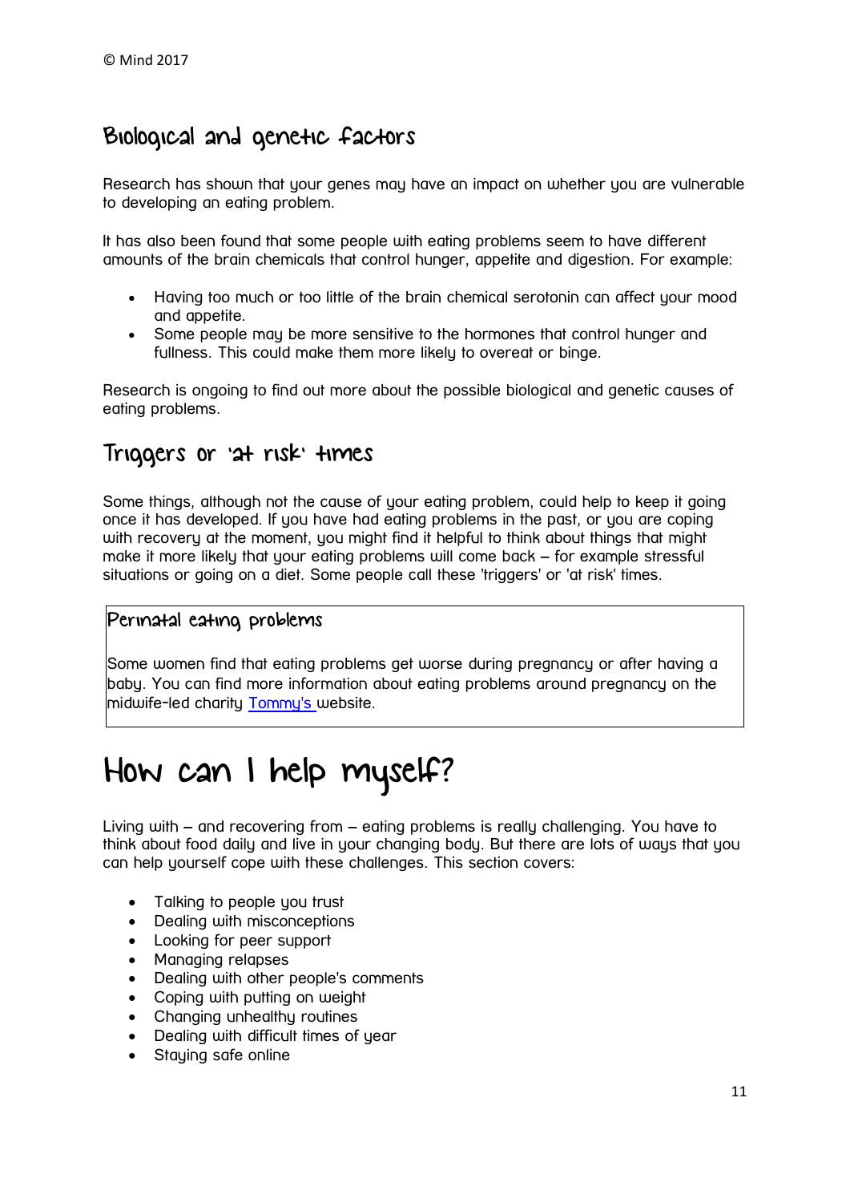## Biological and genetic factors

Research has shown that your genes may have an impact on whether you are vulnerable to developing an eating problem.

It has also been found that some people with eating problems seem to have different amounts of the brain chemicals that control hunger, appetite and digestion. For example:

- Having too much or too little of the brain chemical serotonin can affect your mood and appetite.
- Some people may be more sensitive to the hormones that control hunger and fullness. This could make them more likely to overeat or binge.

Research is ongoing to find out more about the possible biological and genetic causes of eating problems.

## Triggers or 'at risk' times

Some things, although not the cause of your eating problem, could help to keep it going once it has developed. If you have had eating problems in the past, or you are coping with recovery at the moment, you might find it helpful to think about things that might make it more likely that your eating problems will come back – for example stressful situations or going on a diet. Some people call these 'triggers' or 'at risk' times.

### Perinatal eating problems

Some women find that eating problems get worse during pregnancy or after having a baby. You can find more information about eating problems around pregnancy on the midwife-led charity Tommy's website.

# How can I help myself?

Living with – and recovering from – eating problems is really challenging. You have to think about food daily and live in your changing body. But there are lots of ways that you can help yourself cope with these challenges. This section covers:

- Talking to people you trust
- Dealing with misconceptions
- Looking for peer support
- Managing relapses
- Dealing with other people's comments
- Coping with putting on weight
- Changing unhealthy routines
- Dealing with difficult times of year
- Staying safe online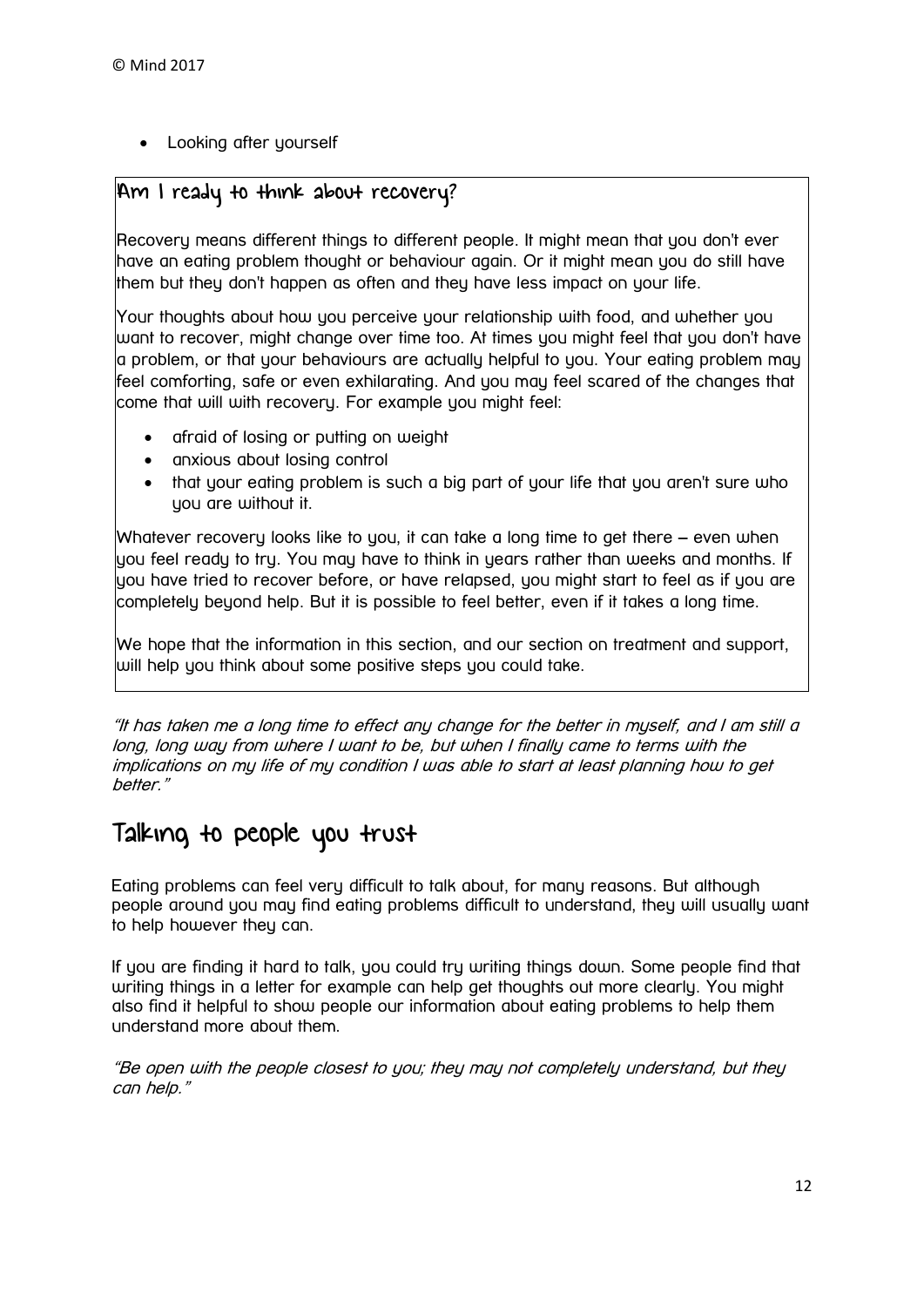- Looking after yourself

### Am I ready to think about recovery?

Recovery means different things to different people. It might mean that you don't ever have an eating problem thought or behaviour again. Or it might mean you do still have them but they don't happen as often and they have less impact on your life.

Your thoughts about how you perceive your relationship with food, and whether you want to recover, might change over time too. At times you might feel that you don't have a problem, or that your behaviours are actually helpful to you. Your eating problem may feel comforting, safe or even exhilarating. And you may feel scared of the changes that come that will with recovery. For example you might feel:

- afraid of losing or putting on weight
- anxious about losing control
- that your eating problem is such a big part of your life that you aren't sure who you are without it.

Whatever recovery looks like to you, it can take a long time to get there – even when you feel ready to try. You may have to think in years rather than weeks and months. If you have tried to recover before, or have relapsed, you might start to feel as if you are completely beyond help. But it is possible to feel better, even if it takes a long time.

We hope that the information in this section, and our section on treatment and support, will help you think about some positive steps you could take.

*"It has taken me a long time to effect any change for the better in myself, and I am still a long, long way from where I want to be, but when I finally came to terms with the implications on my life of my condition I was able to start at least planning how to get better."*

## Talking to people you trust

Eating problems can feel very difficult to talk about, for many reasons. But although people around you may find eating problems difficult to understand, they will usually want to help however they can.

If you are finding it hard to talk, you could try writing things down. Some people find that writing things in a letter for example can help get thoughts out more clearly. You might also find it helpful to show people our information about eating problems to help them understand more about them.

*"Be open with the people closest to you; they may not completely understand, but they can help."*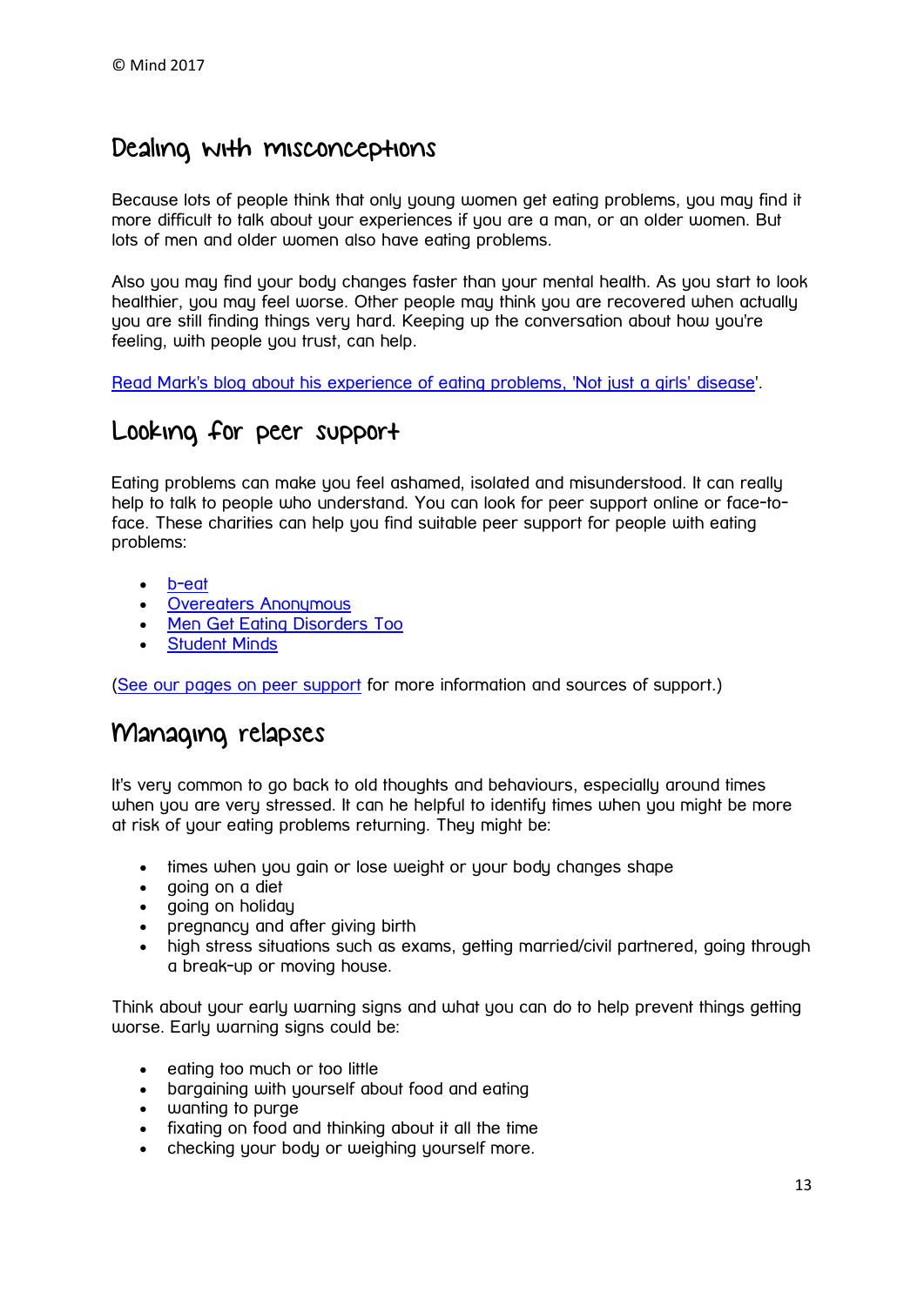© Mind 2017

## Dealing with misconceptions

Because lots of people think that only young women get eating problems, you may find it more difficult to talk about your experiences if you are a man, or an older women. But lots of men and older women also have eating problems.

Also you may find your body changes faster than your mental health. As you start to look healthier, you may feel worse. Other people may think you are recovered when actually you are still finding things very hard. Keeping up the conversation about how you're feeling, with people you trust, can help.

[Read Mark's blog about his experience of eating problems, 'Not just a girls' disease]'.

## Looking for peer support

Eating problems can make you feel ashamed, isolated and misunderstood. It can really help to talk to people who understand. You can look for peer support online or face-to-face. These charities can help you find suitable peer support for people with eating problems:

- b-eat
- Overeaters Anonymous
- Men Get Eating Disorders Too
- Student Minds

(See our pages on peer support for more information and sources of support.)

## Managing relapses

It's very common to go back to old thoughts and behaviours, especially around times when you are very stressed. It can he helpful to identify times when you might be more at risk of your eating problems returning. They might be:

- times when you gain or lose weight or your body changes shape
- going on a diet
- going on holiday
- pregnancy and after giving birth
- high stress situations such as exams, getting married/civil partnered, going through a break-up or moving house.

Think about your early warning signs and what you can do to help prevent things getting worse. Early warning signs could be:

- eating too much or too little
- bargaining with yourself about food and eating
- wanting to purge
- fixating on food and thinking about it all the time
- checking your body or weighing yourself more.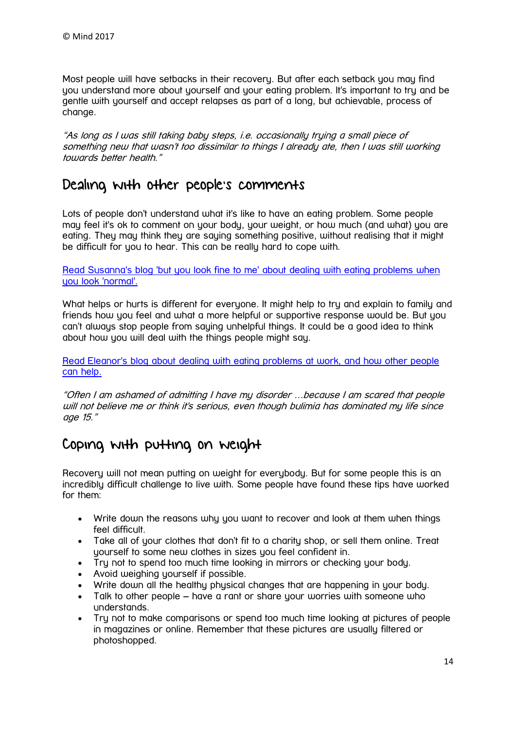© Mind 2017

Most people will have setbacks in their recovery. But after each setback you may find you understand more about yourself and your eating problem. It's important to try and be gentle with yourself and accept relapses as part of a long, but achievable, process of change.

*"As long as I was still taking baby steps, i.e. occasionally trying a small piece of something new that wasn't too dissimilar to things I already ate, then I was still working towards better health."*

## Dealing with other people's comments

Lots of people don't understand what it's like to have an eating problem. Some people may feel it's ok to comment on your body, your weight, or how much (and what) you are eating. They may think they are saying something positive, without realising that it might be difficult for you to hear. This can be really hard to cope with.

Read Susanna's blog 'but you look fine to me' about dealing with eating problems when you look 'normal'.

What helps or hurts is different for everyone. It might help to try and explain to family and friends how you feel and what a more helpful or supportive response would be. But you can't always stop people from saying unhelpful things. It could be a good idea to think about how you will deal with the things people might say.

Read Eleanor's blog about dealing with eating problems at work, and how other people can help.

*"Often I am ashamed of admitting I have my disorder ...because I am scared that people will not believe me or think it's serious, even though bulimia has dominated my life since age 15."*

## Coping with putting on weight

Recovery will not mean putting on weight for everybody. But for some people this is an incredibly difficult challenge to live with. Some people have found these tips have worked for them:

- Write down the reasons why you want to recover and look at them when things feel difficult.
- Take all of your clothes that don't fit to a charity shop, or sell them online. Treat yourself to some new clothes in sizes you feel confident in.
- Try not to spend too much time looking in mirrors or checking your body.
- Avoid weighing yourself if possible.
- Write down all the healthy physical changes that are happening in your body.
- Talk to other people – have a rant or share your worries with someone who understands.
- Try not to make comparisons or spend too much time looking at pictures of people in magazines or online. Remember that these pictures are usually filtered or photoshopped.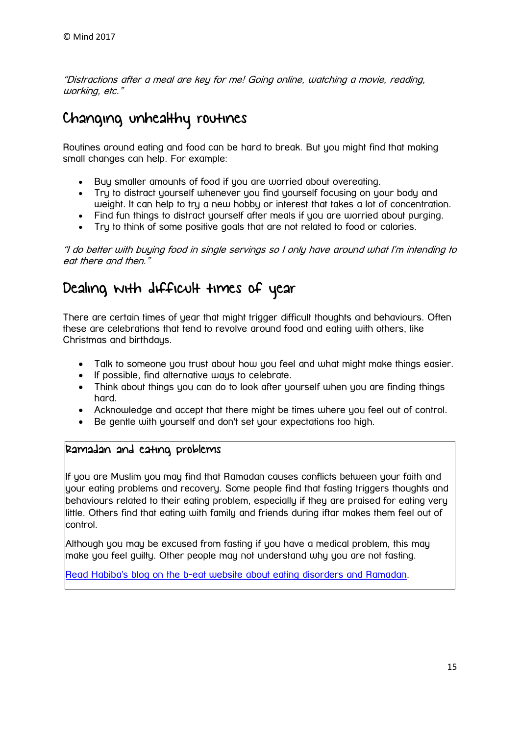*"Distractions after a meal are key for me! Going online, watching a movie, reading, working, etc."*

## Changing unhealthy routines

Routines around eating and food can be hard to break. But you might find that making small changes can help. For example:

- Buy smaller amounts of food if you are worried about overeating.
- Try to distract yourself whenever you find yourself focusing on your body and weight. It can help to try a new hobby or interest that takes a lot of concentration.
- Find fun things to distract yourself after meals if you are worried about purging.
- Try to think of some positive goals that are not related to food or calories.

*"I do better with buying food in single servings so I only have around what I'm intending to eat there and then."*

## Dealing with difficult times of year

There are certain times of year that might trigger difficult thoughts and behaviours. Often these are celebrations that tend to revolve around food and eating with others, like Christmas and birthdays.

- Talk to someone you trust about how you feel and what might make things easier.
- If possible, find alternative ways to celebrate.
- Think about things you can do to look after yourself when you are finding things hard.
- Acknowledge and accept that there might be times where you feel out of control.
- Be gentle with yourself and don't set your expectations too high.

### Ramadan and eating problems

If you are Muslim you may find that Ramadan causes conflicts between your faith and your eating problems and recovery. Some people find that fasting triggers thoughts and behaviours related to their eating problem, especially if they are praised for eating very little. Others find that eating with family and friends during iftar makes them feel out of control.

Although you may be excused from fasting if you have a medical problem, this may make you feel guilty. Other people may not understand why you are not fasting.

Read Habiba's blog on the b-eat website about eating disorders and Ramadan.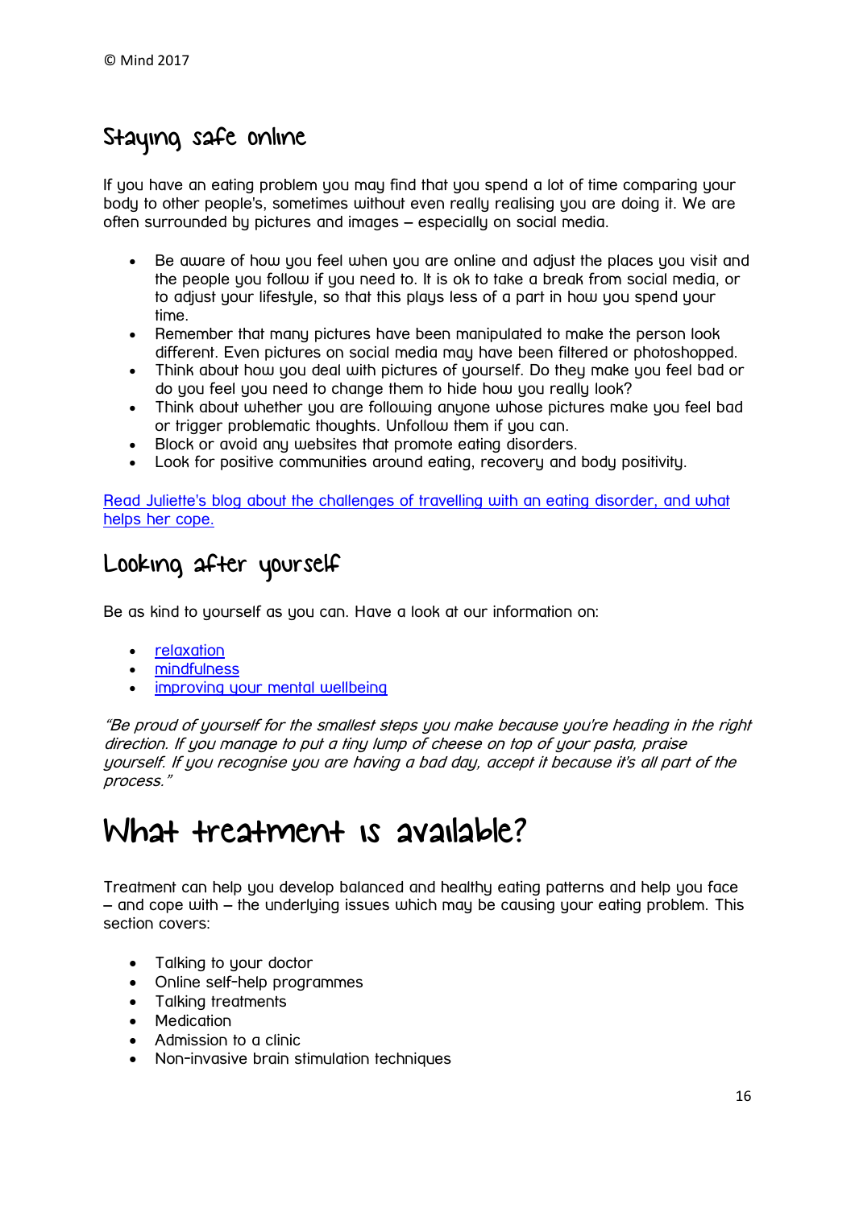## Staying safe online

If you have an eating problem you may find that you spend a lot of time comparing your body to other people's, sometimes without even really realising you are doing it. We are often surrounded by pictures and images – especially on social media.

- Be aware of how you feel when you are online and adjust the places you visit and the people you follow if you need to. It is ok to take a break from social media, or to adjust your lifestyle, so that this plays less of a part in how you spend your time.
- Remember that many pictures have been manipulated to make the person look different. Even pictures on social media may have been filtered or photoshopped.
- Think about how you deal with pictures of yourself. Do they make you feel bad or do you feel you need to change them to hide how you really look?
- Think about whether you are following anyone whose pictures make you feel bad or trigger problematic thoughts. Unfollow them if you can.
- Block or avoid any websites that promote eating disorders.
- Look for positive communities around eating, recovery and body positivity.

Read Juliette's blog about the challenges of travelling with an eating disorder, and what helps her cope.

## Looking after yourself

Be as kind to yourself as you can. Have a look at our information on:

- relaxation
- mindfulness
- improving your mental wellbeing

*"Be proud of yourself for the smallest steps you make because you're heading in the right direction. If you manage to put a tiny lump of cheese on top of your pasta, praise yourself. If you recognise you are having a bad day, accept it because it's all part of the process."*

# What treatment is available?

Treatment can help you develop balanced and healthy eating patterns and help you face – and cope with – the underlying issues which may be causing your eating problem. This section covers:

- Talking to your doctor
- Online self-help programmes
- Talking treatments
- Medication
- Admission to a clinic
- Non-invasive brain stimulation techniques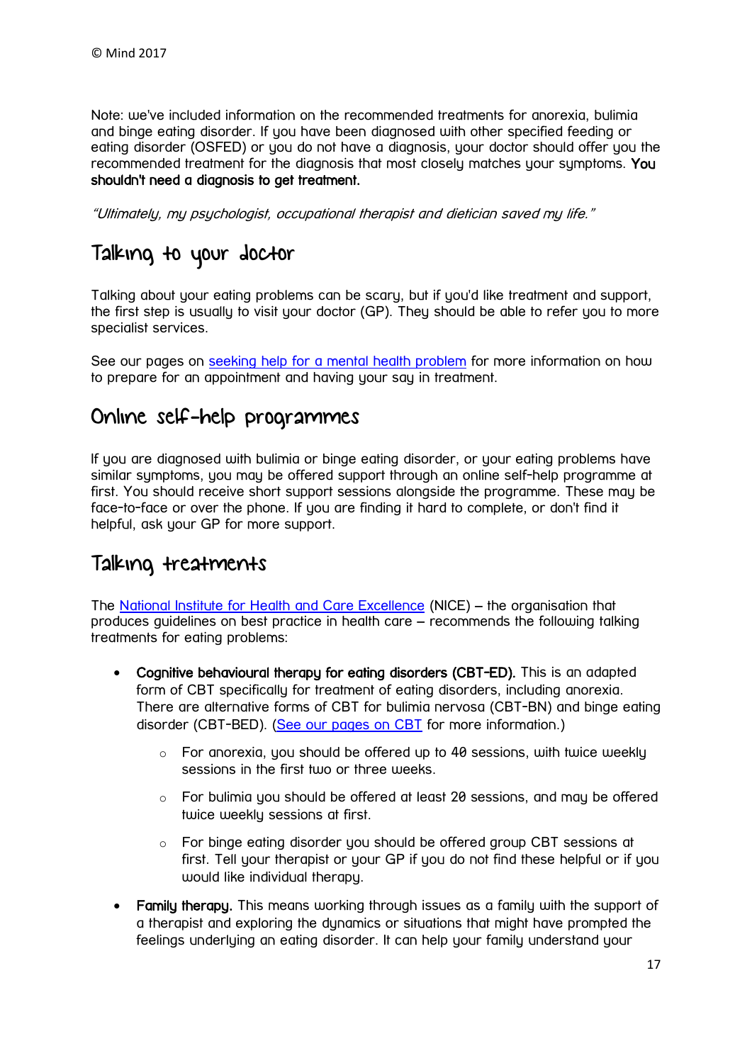Note: we've included information on the recommended treatments for anorexia, bulimia and binge eating disorder. If you have been diagnosed with other specified feeding or eating disorder (OSFED) or you do not have a diagnosis, your doctor should offer you the recommended treatment for the diagnosis that most closely matches your symptoms. **You shouldn't need a diagnosis to get treatment.**

*"Ultimately, my psychologist, occupational therapist and dietician saved my life."*

## Talking to your doctor

Talking about your eating problems can be scary, but if you'd like treatment and support, the first step is usually to visit your doctor (GP). They should be able to refer you to more specialist services.

See our pages on [seeking help for a mental health problem] for more information on how to prepare for an appointment and having your say in treatment.

## Online self-help programmes

If you are diagnosed with bulimia or binge eating disorder, or your eating problems have similar symptoms, you may be offered support through an online self-help programme at first. You should receive short support sessions alongside the programme. These may be face-to-face or over the phone. If you are finding it hard to complete, or don't find it helpful, ask your GP for more support.

## Talking treatments

The [National Institute for Health and Care Excellence] (NICE) – the organisation that produces guidelines on best practice in health care – recommends the following talking treatments for eating problems:

- **Cognitive behavioural therapy for eating disorders (CBT-ED).** This is an adapted form of CBT specifically for treatment of eating disorders, including anorexia. There are alternative forms of CBT for bulimia nervosa (CBT-BN) and binge eating disorder (CBT-BED). ([See our pages on CBT] for more information.)
    - For anorexia, you should be offered up to 40 sessions, with twice weekly sessions in the first two or three weeks.
    - For bulimia you should be offered at least 20 sessions, and may be offered twice weekly sessions at first.
    - For binge eating disorder you should be offered group CBT sessions at first. Tell your therapist or your GP if you do not find these helpful or if you would like individual therapy.
- **Family therapy.** This means working through issues as a family with the support of a therapist and exploring the dynamics or situations that might have prompted the feelings underlying an eating disorder. It can help your family understand your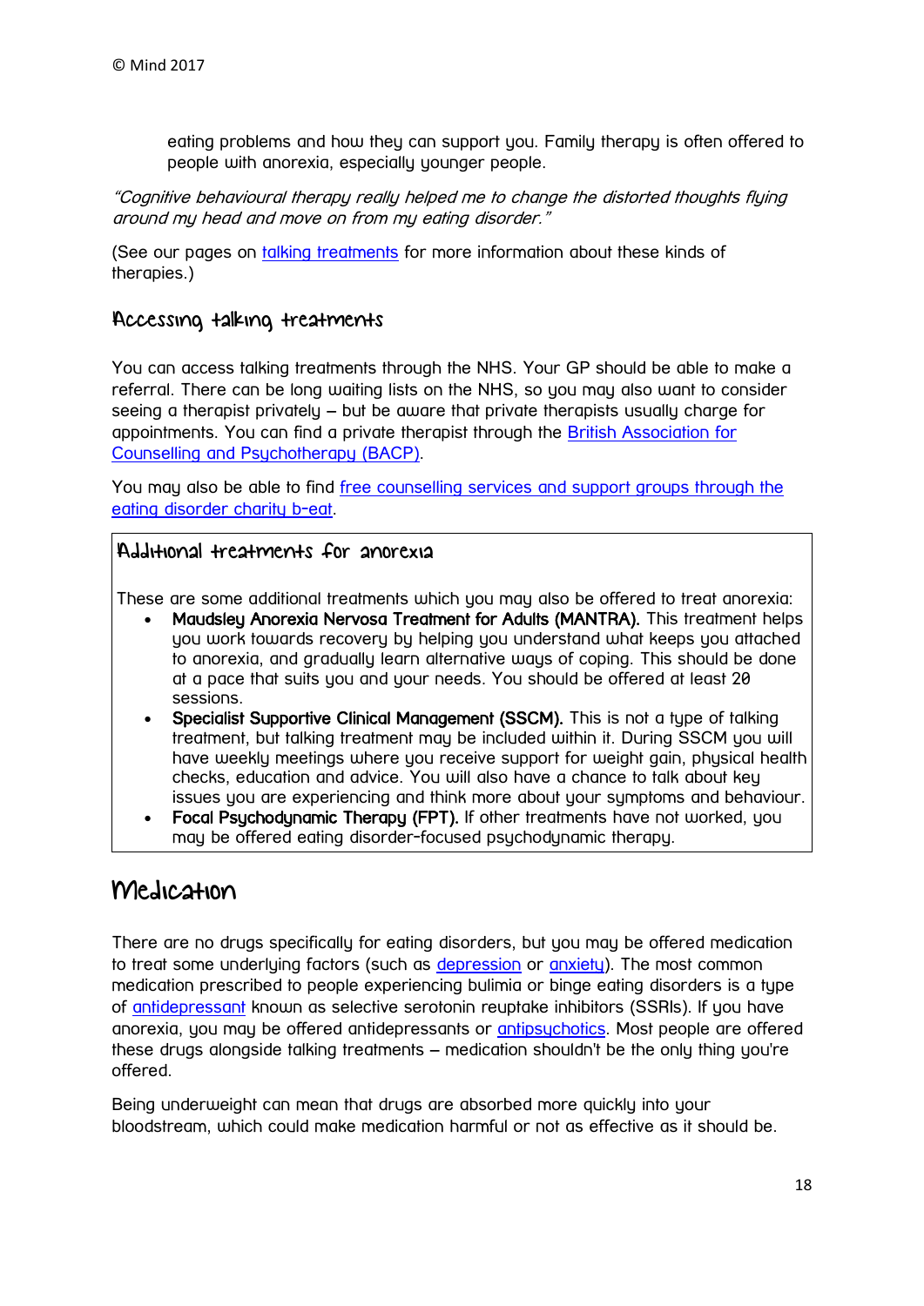eating problems and how they can support you. Family therapy is often offered to people with anorexia, especially younger people.

*"Cognitive behavioural therapy really helped me to change the distorted thoughts flying around my head and move on from my eating disorder."*

(See our pages on talking treatments for more information about these kinds of therapies.)

## Accessing talking treatments

You can access talking treatments through the NHS. Your GP should be able to make a referral. There can be long waiting lists on the NHS, so you may also want to consider seeing a therapist privately – but be aware that private therapists usually charge for appointments. You can find a private therapist through the British Association for Counselling and Psychotherapy (BACP).

You may also be able to find free counselling services and support groups through the eating disorder charity b-eat.

### Additional treatments for anorexia

These are some additional treatments which you may also be offered to treat anorexia:

- **Maudsley Anorexia Nervosa Treatment for Adults (MANTRA).** This treatment helps you work towards recovery by helping you understand what keeps you attached to anorexia, and gradually learn alternative ways of coping. This should be done at a pace that suits you and your needs. You should be offered at least 20 sessions.
- **Specialist Supportive Clinical Management (SSCM).** This is not a type of talking treatment, but talking treatment may be included within it. During SSCM you will have weekly meetings where you receive support for weight gain, physical health checks, education and advice. You will also have a chance to talk about key issues you are experiencing and think more about your symptoms and behaviour.
- **Focal Psychodynamic Therapy (FPT).** If other treatments have not worked, you may be offered eating disorder-focused psychodynamic therapy.

# Medication

There are no drugs specifically for eating disorders, but you may be offered medication to treat some underlying factors (such as depression or anxiety). The most common medication prescribed to people experiencing bulimia or binge eating disorders is a type of antidepressant known as selective serotonin reuptake inhibitors (SSRIs). If you have anorexia, you may be offered antidepressants or antipsychotics. Most people are offered these drugs alongside talking treatments – medication shouldn't be the only thing you're offered.

Being underweight can mean that drugs are absorbed more quickly into your bloodstream, which could make medication harmful or not as effective as it should be.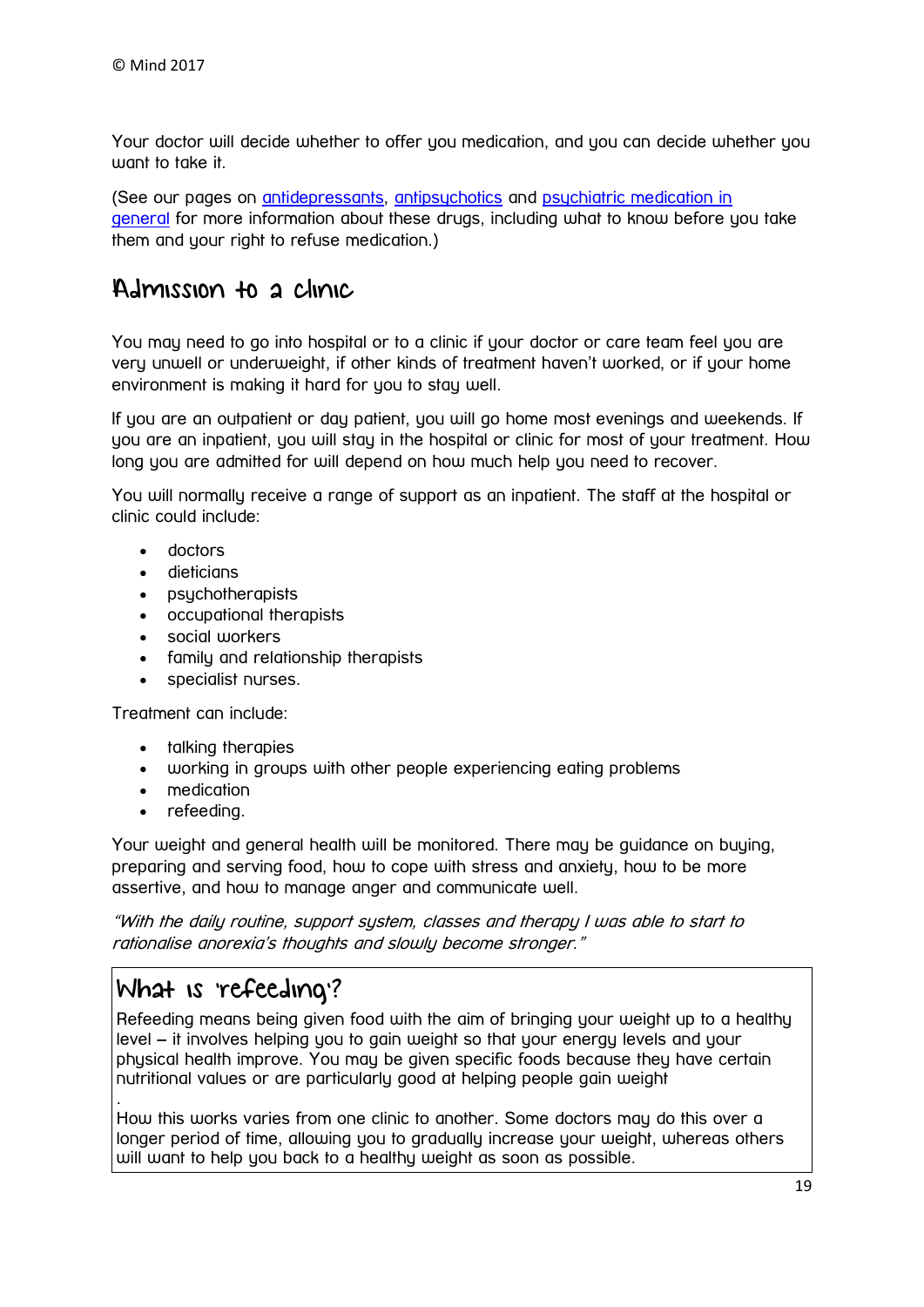Your doctor will decide whether to offer you medication, and you can decide whether you want to take it.

(See our pages on antidepressants, antipsychotics and psychiatric medication in general for more information about these drugs, including what to know before you take them and your right to refuse medication.)

## Admission to a clinic

You may need to go into hospital or to a clinic if your doctor or care team feel you are very unwell or underweight, if other kinds of treatment haven't worked, or if your home environment is making it hard for you to stay well.

If you are an outpatient or day patient, you will go home most evenings and weekends. If you are an inpatient, you will stay in the hospital or clinic for most of your treatment. How long you are admitted for will depend on how much help you need to recover.

You will normally receive a range of support as an inpatient. The staff at the hospital or clinic could include:

- doctors
- dieticians
- psychotherapists
- occupational therapists
- social workers
- family and relationship therapists
- specialist nurses.

Treatment can include:

- talking therapies
- working in groups with other people experiencing eating problems
- medication
- refeeding.

Your weight and general health will be monitored. There may be guidance on buying, preparing and serving food, how to cope with stress and anxiety, how to be more assertive, and how to manage anger and communicate well.

*"With the daily routine, support system, classes and therapy I was able to start to rationalise anorexia's thoughts and slowly become stronger."*

## What is 'refeeding'?

Refeeding means being given food with the aim of bringing your weight up to a healthy level – it involves helping you to gain weight so that your energy levels and your physical health improve. You may be given specific foods because they have certain nutritional values or are particularly good at helping people gain weight

.

How this works varies from one clinic to another. Some doctors may do this over a longer period of time, allowing you to gradually increase your weight, whereas others will want to help you back to a healthy weight as soon as possible.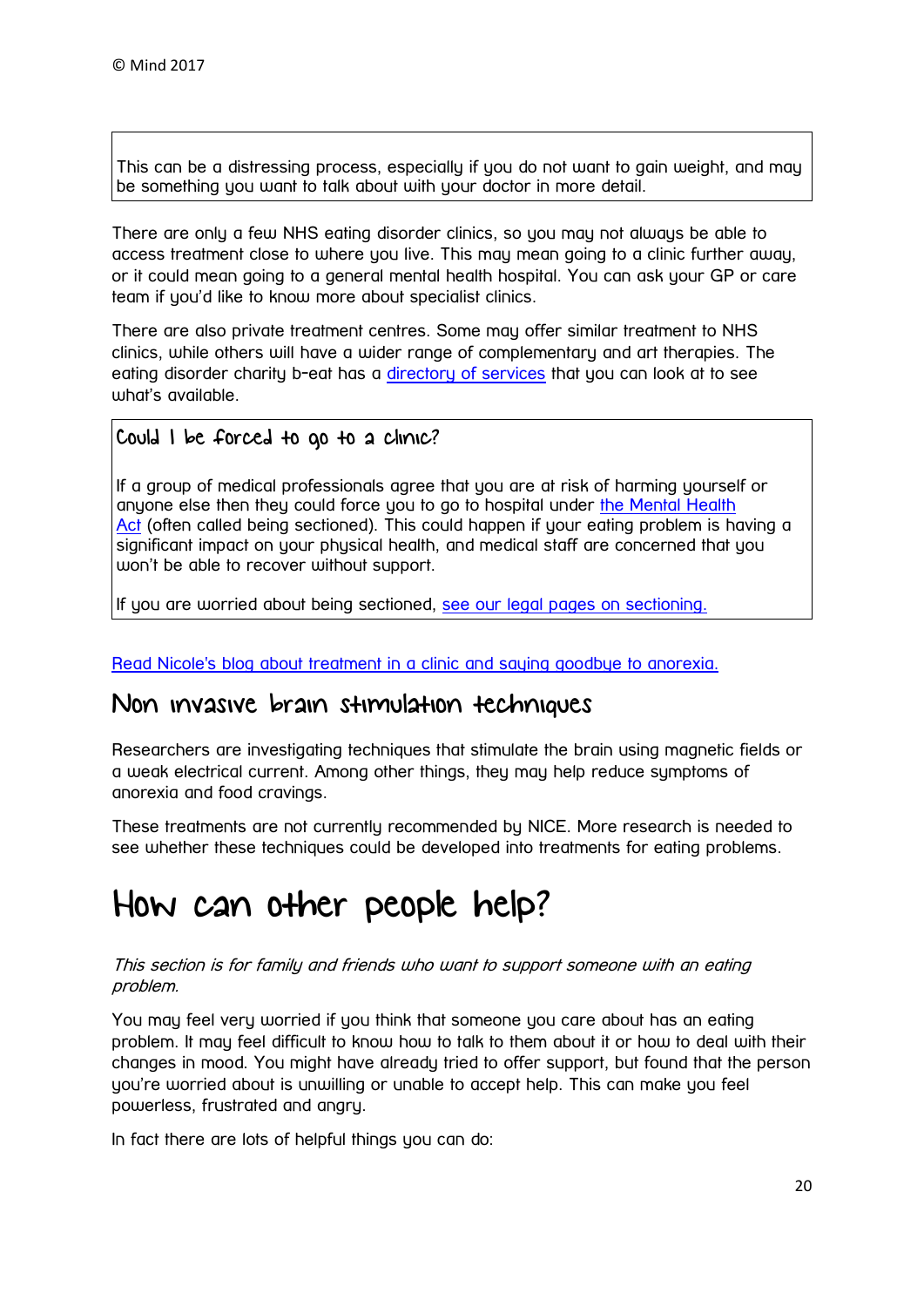This can be a distressing process, especially if you do not want to gain weight, and may be something you want to talk about with your doctor in more detail.

There are only a few NHS eating disorder clinics, so you may not always be able to access treatment close to where you live. This may mean going to a clinic further away, or it could mean going to a general mental health hospital. You can ask your GP or care team if you'd like to know more about specialist clinics.

There are also private treatment centres. Some may offer similar treatment to NHS clinics, while others will have a wider range of complementary and art therapies. The eating disorder charity b-eat has a directory of services that you can look at to see what's available.

### Could I be forced to go to a clinic?

If a group of medical professionals agree that you are at risk of harming yourself or anyone else then they could force you to go to hospital under the Mental Health Act (often called being sectioned). This could happen if your eating problem is having a significant impact on your physical health, and medical staff are concerned that you won't be able to recover without support.

If you are worried about being sectioned, see our legal pages on sectioning.

Read Nicole's blog about treatment in a clinic and saying goodbye to anorexia.

## Non invasive brain stimulation techniques

Researchers are investigating techniques that stimulate the brain using magnetic fields or a weak electrical current. Among other things, they may help reduce symptoms of anorexia and food cravings.

These treatments are not currently recommended by NICE. More research is needed to see whether these techniques could be developed into treatments for eating problems.

# How can other people help?

*This section is for family and friends who want to support someone with an eating problem.*

You may feel very worried if you think that someone you care about has an eating problem. It may feel difficult to know how to talk to them about it or how to deal with their changes in mood. You might have already tried to offer support, but found that the person you're worried about is unwilling or unable to accept help. This can make you feel powerless, frustrated and angry.

In fact there are lots of helpful things you can do: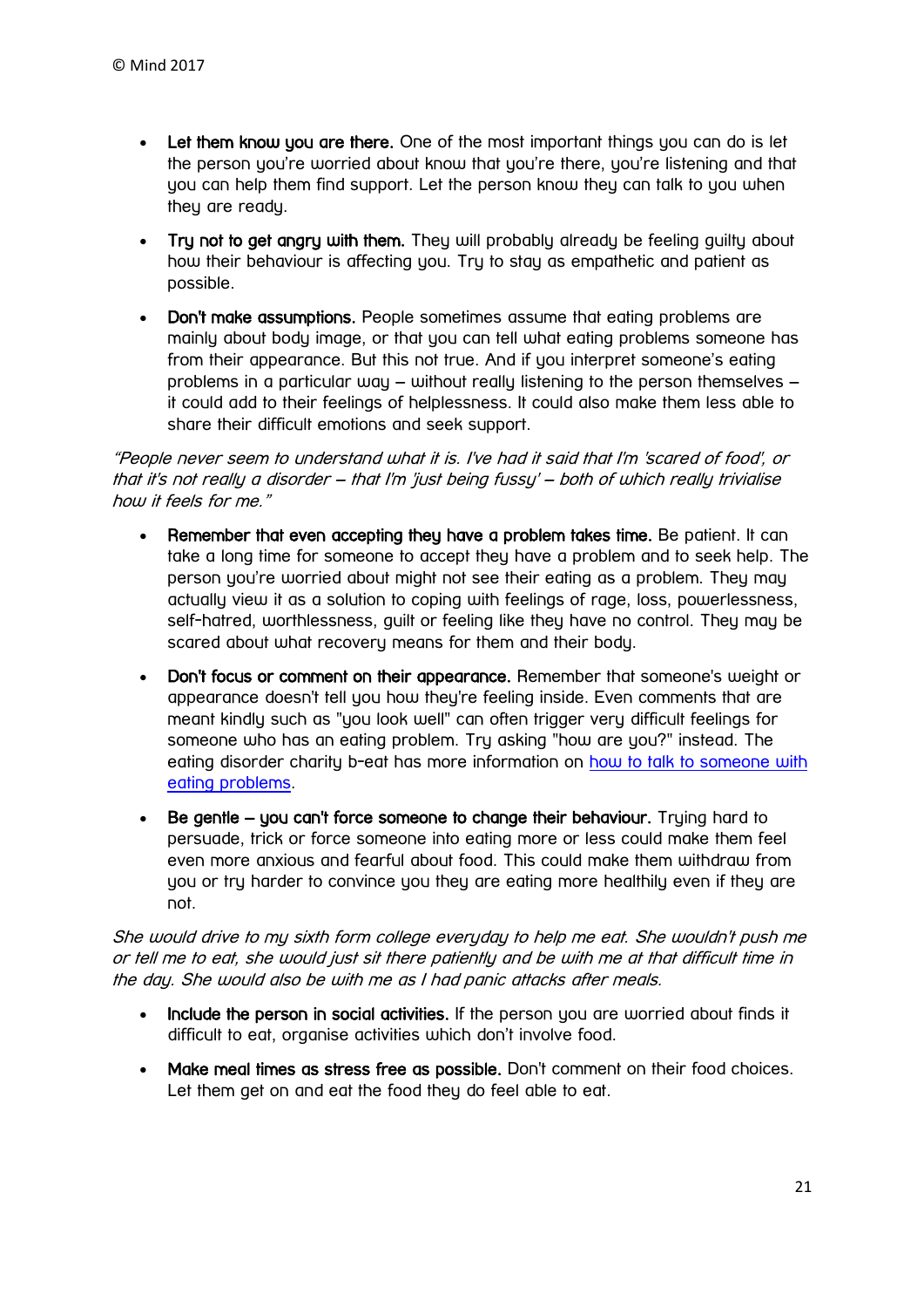- **Let them know you are there.** One of the most important things you can do is let the person you're worried about know that you're there, you're listening and that you can help them find support. Let the person know they can talk to you when they are ready.
- **Try not to get angry with them.** They will probably already be feeling guilty about how their behaviour is affecting you. Try to stay as empathetic and patient as possible.
- **Don't make assumptions.** People sometimes assume that eating problems are mainly about body image, or that you can tell what eating problems someone has from their appearance. But this not true. And if you interpret someone's eating problems in a particular way – without really listening to the person themselves – it could add to their feelings of helplessness. It could also make them less able to share their difficult emotions and seek support.

*"People never seem to understand what it is. I've had it said that I'm 'scared of food', or that it's not really a disorder – that I'm 'just being fussy' – both of which really trivialise how it feels for me."*

- **Remember that even accepting they have a problem takes time.** Be patient. It can take a long time for someone to accept they have a problem and to seek help. The person you're worried about might not see their eating as a problem. They may actually view it as a solution to coping with feelings of rage, loss, powerlessness, self-hatred, worthlessness, guilt or feeling like they have no control. They may be scared about what recovery means for them and their body.
- **Don't focus or comment on their appearance.** Remember that someone's weight or appearance doesn't tell you how they're feeling inside. Even comments that are meant kindly such as "you look well" can often trigger very difficult feelings for someone who has an eating problem. Try asking "how are you?" instead. The eating disorder charity b-eat has more information on [how to talk to someone with eating problems](how to talk to someone with eating problems).
- **Be gentle – you can't force someone to change their behaviour.** Trying hard to persuade, trick or force someone into eating more or less could make them feel even more anxious and fearful about food. This could make them withdraw from you or try harder to convince you they are eating more healthily even if they are not.

*She would drive to my sixth form college everyday to help me eat. She wouldn't push me or tell me to eat, she would just sit there patiently and be with me at that difficult time in the day. She would also be with me as I had panic attacks after meals.*

- **Include the person in social activities.** If the person you are worried about finds it difficult to eat, organise activities which don't involve food.
- **Make meal times as stress free as possible.** Don't comment on their food choices. Let them get on and eat the food they do feel able to eat.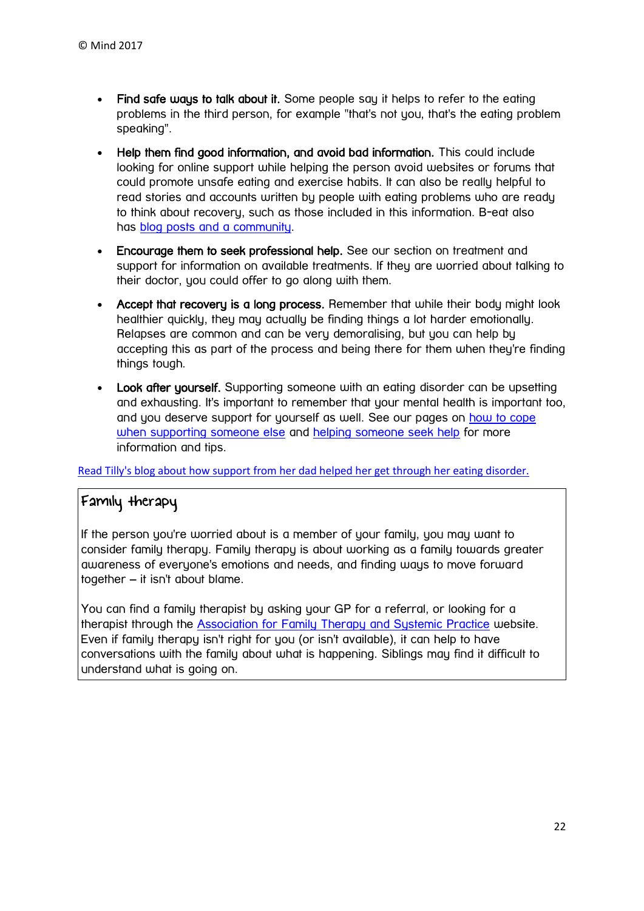- **Find safe ways to talk about it.** Some people say it helps to refer to the eating problems in the third person, for example "that's not you, that's the eating problem speaking".
- **Help them find good information, and avoid bad information.** This could include looking for online support while helping the person avoid websites or forums that could promote unsafe eating and exercise habits. It can also be really helpful to read stories and accounts written by people with eating problems who are ready to think about recovery, such as those included in this information. B-eat also has blog posts and a community.
- **Encourage them to seek professional help.** See our section on treatment and support for information on available treatments. If they are worried about talking to their doctor, you could offer to go along with them.
- **Accept that recovery is a long process.** Remember that while their body might look healthier quickly, they may actually be finding things a lot harder emotionally. Relapses are common and can be very demoralising, but you can help by accepting this as part of the process and being there for them when they're finding things tough.
- **Look after yourself.** Supporting someone with an eating disorder can be upsetting and exhausting. It's important to remember that your mental health is important too, and you deserve support for yourself as well. See our pages on how to cope when supporting someone else and helping someone seek help for more information and tips.

Read Tilly's blog about how support from her dad helped her get through her eating disorder.

## Family therapy

If the person you're worried about is a member of your family, you may want to consider family therapy. Family therapy is about working as a family towards greater awareness of everyone's emotions and needs, and finding ways to move forward together – it isn't about blame.

You can find a family therapist by asking your GP for a referral, or looking for a therapist through the Association for Family Therapy and Systemic Practice website. Even if family therapy isn't right for you (or isn't available), it can help to have conversations with the family about what is happening. Siblings may find it difficult to understand what is going on.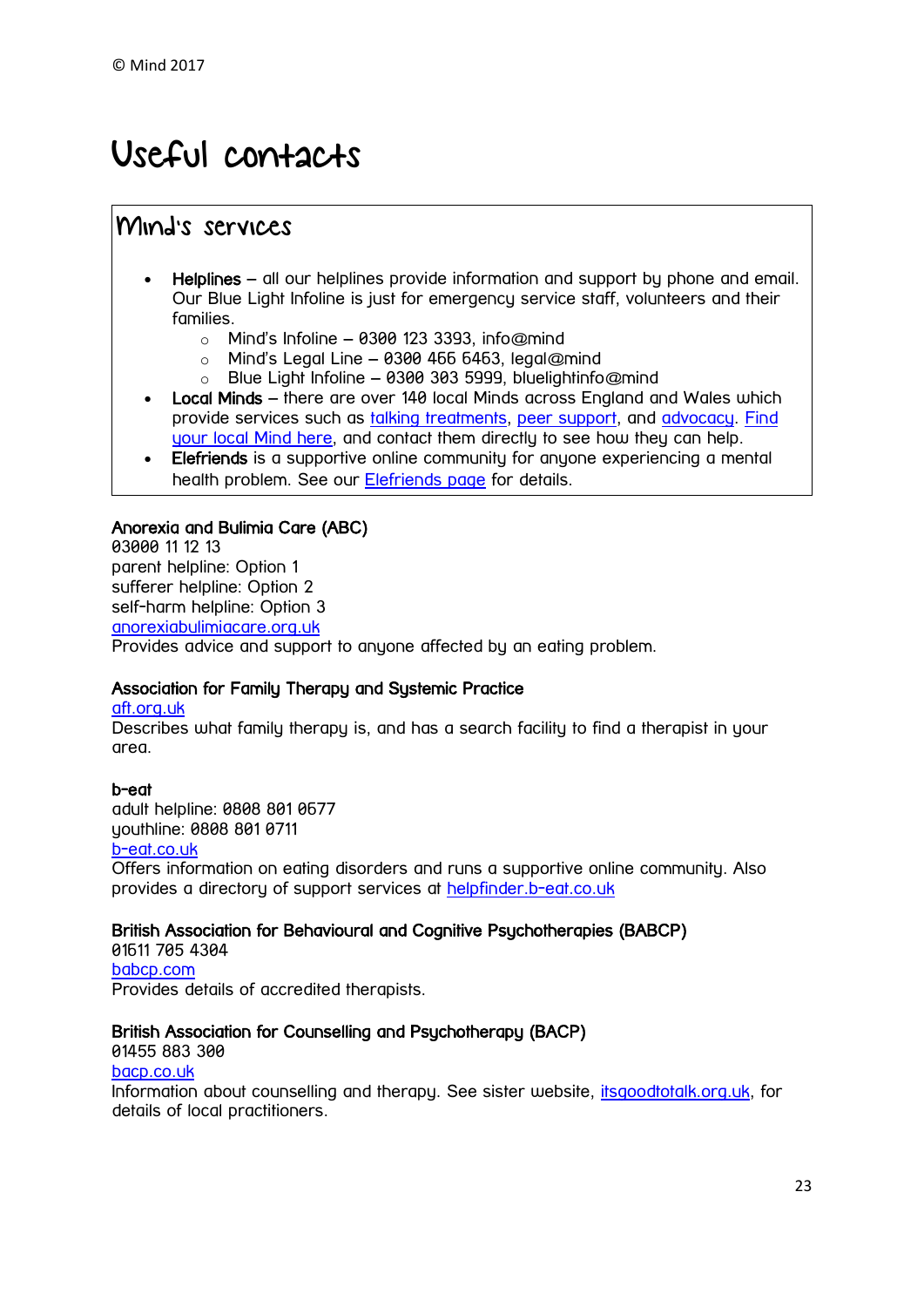# Useful contacts

## Mind's services

- **Helplines** – all our helplines provide information and support by phone and email. Our Blue Light Infoline is just for emergency service staff, volunteers and their families.
  - Mind's Infoline – 0300 123 3393, info@mind
  - Mind's Legal Line – 0300 466 6463, legal@mind
  - Blue Light Infoline – 0300 303 5999, bluelightinfo@mind
- **Local Minds** – there are over 140 local Minds across England and Wales which provide services such as talking treatments, peer support, and advocacy. Find your local Mind here, and contact them directly to see how they can help.
- **Elefriends** is a supportive online community for anyone experiencing a mental health problem. See our Elefriends page for details.

**Anorexia and Bulimia Care (ABC)**
03000 11 12 13
parent helpline: Option 1
sufferer helpline: Option 2
self-harm helpline: Option 3
anorexiabulimiacare.org.uk
Provides advice and support to anyone affected by an eating problem.

**Association for Family Therapy and Systemic Practice**
aft.org.uk
Describes what family therapy is, and has a search facility to find a therapist in your area.

**b-eat**
adult helpline: 0808 801 0677
youthline: 0808 801 0711
b-eat.co.uk
Offers information on eating disorders and runs a supportive online community. Also provides a directory of support services at helpfinder.b-eat.co.uk

**British Association for Behavioural and Cognitive Psychotherapies (BABCP)**
01611 705 4304
babcp.com
Provides details of accredited therapists.

**British Association for Counselling and Psychotherapy (BACP)**
01455 883 300
bacp.co.uk
Information about counselling and therapy. See sister website, itsgoodtotalk.org.uk, for details of local practitioners.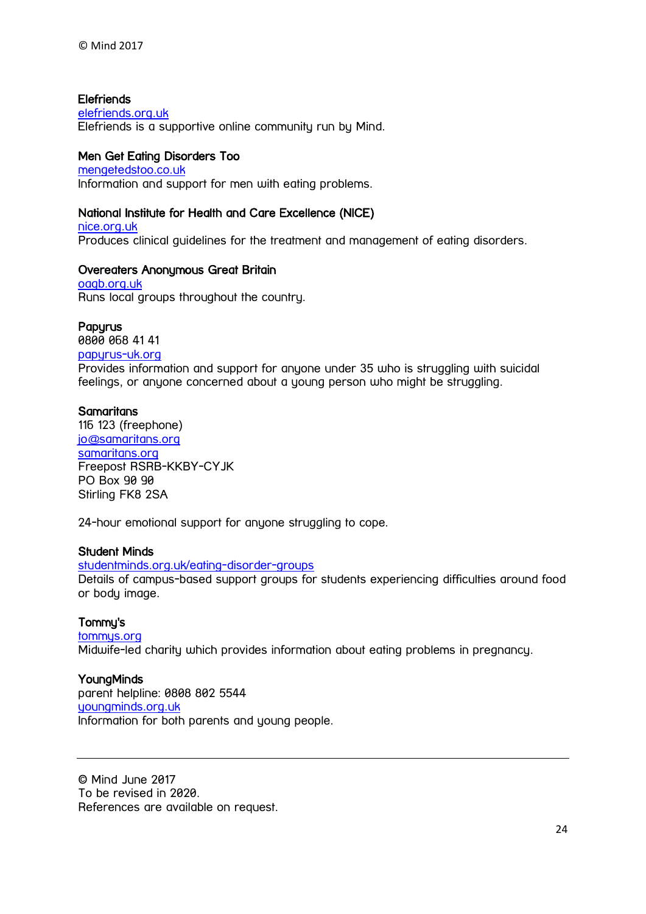**Elefriends**
[elefriends.org.uk](http://elefriends.org.uk)
Elefriends is a supportive online community run by Mind.

**Men Get Eating Disorders Too**
[mengetedstoo.co.uk](http://mengetedstoo.co.uk)
Information and support for men with eating problems.

**National Institute for Health and Care Excellence (NICE)**
[nice.org.uk](http://nice.org.uk)
Produces clinical guidelines for the treatment and management of eating disorders.

**Overeaters Anonymous Great Britain**
[oagb.org.uk](http://oagb.org.uk)
Runs local groups throughout the country.

**Papyrus**
0800 068 41 41
[papyrus-uk.org](http://papyrus-uk.org)
Provides information and support for anyone under 35 who is struggling with suicidal feelings, or anyone concerned about a young person who might be struggling.

**Samaritans**
116 123 (freephone)
[jo@samaritans.org](mailto:jo@samaritans.org)
[samaritans.org](http://samaritans.org)
Freepost RSRB-KKBY-CYJK
PO Box 90 90
Stirling FK8 2SA

24-hour emotional support for anyone struggling to cope.

**Student Minds**
[studentminds.org.uk/eating-disorder-groups](http://studentminds.org.uk/eating-disorder-groups)
Details of campus-based support groups for students experiencing difficulties around food or body image.

**Tommy's**
[tommys.org](http://tommys.org)
Midwife-led charity which provides information about eating problems in pregnancy.

**YoungMinds**
parent helpline: 0808 802 5544
[youngminds.org.uk](http://youngminds.org.uk)
Information for both parents and young people.

---

© Mind June 2017
To be revised in 2020.
References are available on request.